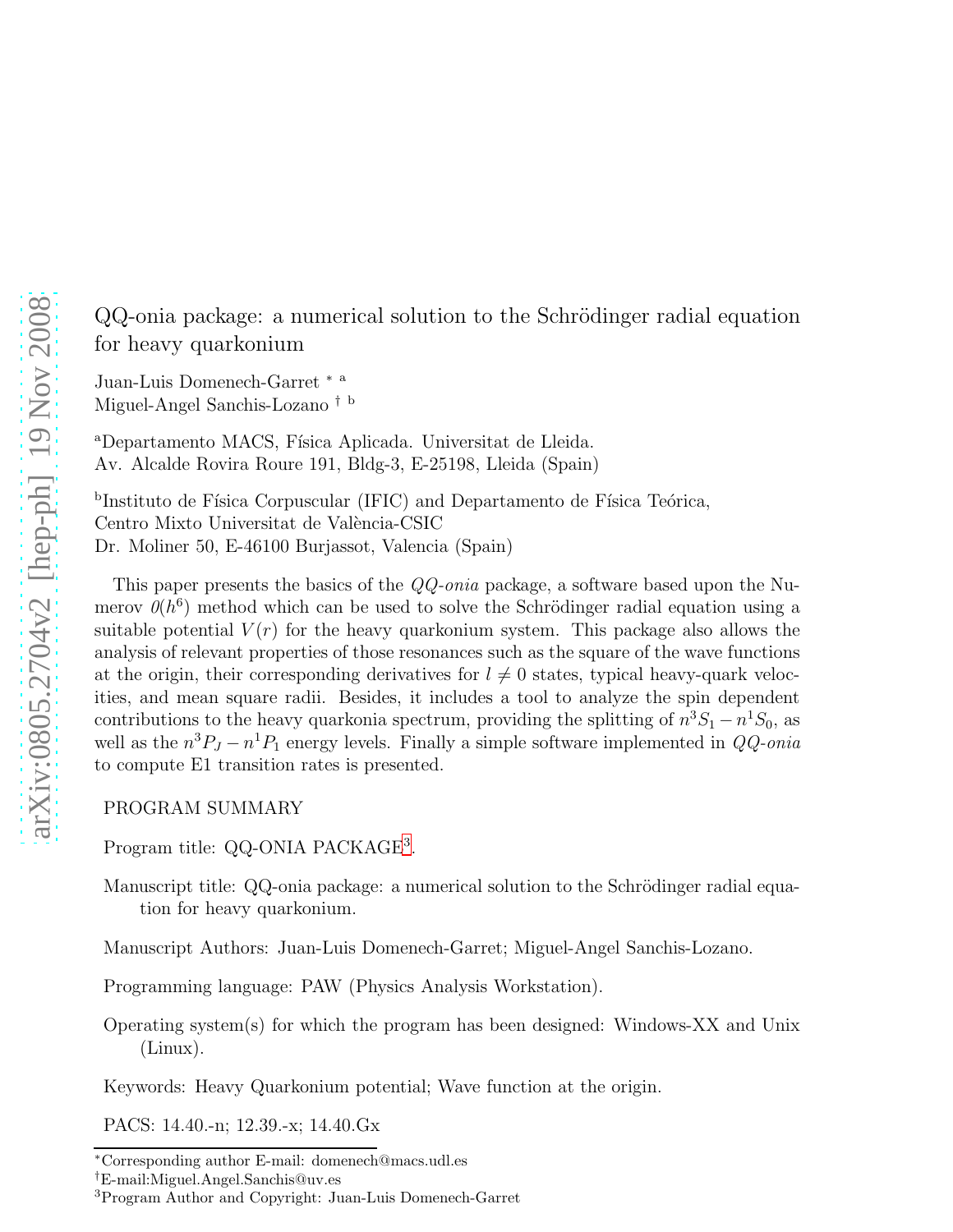# QQ-onia package: a numerical solution to the Schrödinger radial equation for heavy quarkonium

Juan-Luis Domenech-Garret [*] [a]
Miguel-Angel Sanchis-Lozano [†] [b]

[a]Departamento MACS, Física Aplicada. Universitat de Lleida.
Av. Alcalde Rovira Roure 191, Bldg-3, E-25198, Lleida (Spain)

[b]Instituto de Física Corpuscular (IFIC) and Departamento de Física Teórica,
Centro Mixto Universitat de València-CSIC
Dr. Moliner 50, E-46100 Burjassot, Valencia (Spain)

This paper presents the basics of the *QQ-onia* package, a software based upon the Numerov $0(h^6)$ method which can be used to solve the Schrödinger radial equation using a suitable potential $V(r)$ for the heavy quarkonium system. This package also allows the analysis of relevant properties of those resonances such as the square of the wave functions at the origin, their corresponding derivatives for $l \neq 0$ states, typical heavy-quark velocities, and mean square radii. Besides, it includes a tool to analyze the spin dependent contributions to the heavy quarkonia spectrum, providing the splitting of $n^3S_1 - n^1S_0$, as well as the $n^3P_J - n^1P_1$ energy levels. Finally a simple software implemented in *QQ-onia* to compute E1 transition rates is presented.

PROGRAM SUMMARY

Program title: QQ-ONIA PACKAGE[3].

Manuscript title: QQ-onia package: a numerical solution to the Schrödinger radial equation for heavy quarkonium.

Manuscript Authors: Juan-Luis Domenech-Garret; Miguel-Angel Sanchis-Lozano.

Programming language: PAW (Physics Analysis Workstation).

Operating system(s) for which the program has been designed: Windows-XX and Unix (Linux).

Keywords: Heavy Quarkonium potential; Wave function at the origin.

PACS: 14.40.-n; 12.39.-x; 14.40.Gx

---

[*]Corresponding author E-mail: domenech@macs.udl.es

[†]E-mail:Miguel.Angel.Sanchis@uv.es

[3]Program Author and Copyright: Juan-Luis Domenech-Garret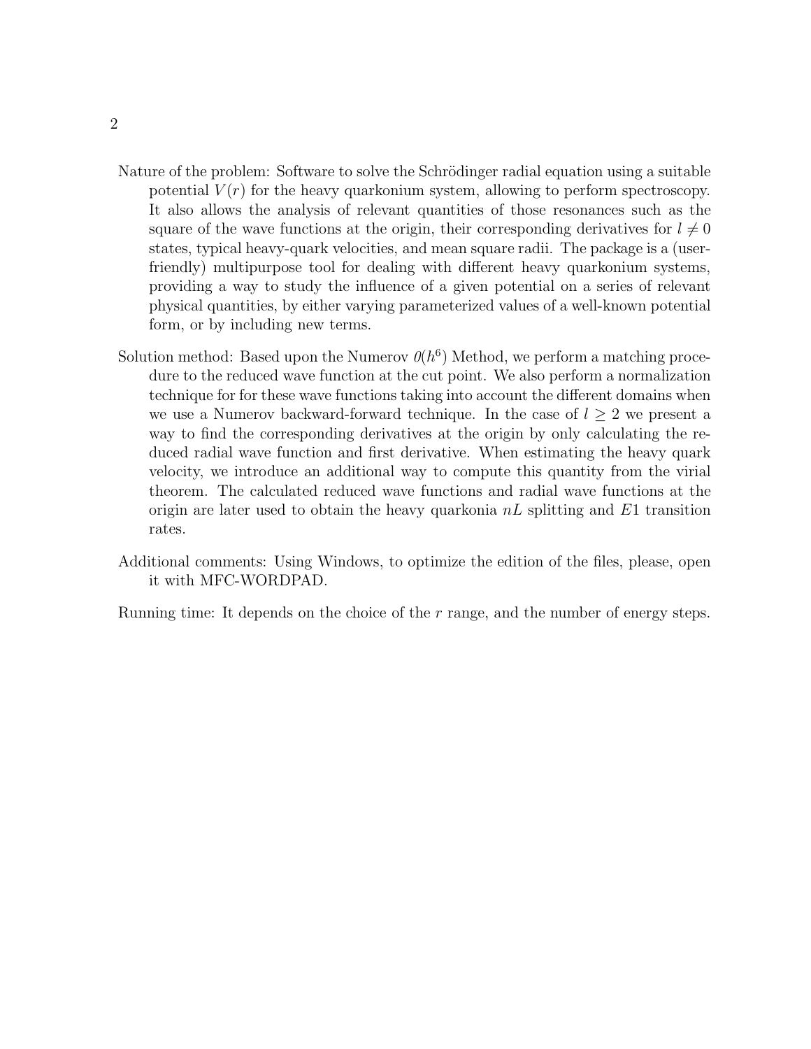Nature of the problem: Software to solve the Schrödinger radial equation using a suitable potential $V(r)$ for the heavy quarkonium system, allowing to perform spectroscopy. It also allows the analysis of relevant quantities of those resonances such as the square of the wave functions at the origin, their corresponding derivatives for $l \neq 0$ states, typical heavy-quark velocities, and mean square radii. The package is a (user-friendly) multipurpose tool for dealing with different heavy quarkonium systems, providing a way to study the influence of a given potential on a series of relevant physical quantities, by either varying parameterized values of a well-known potential form, or by including new terms.

Solution method: Based upon the Numerov $\mathcal{O}(h^6)$ Method, we perform a matching procedure to the reduced wave function at the cut point. We also perform a normalization technique for for these wave functions taking into account the different domains when we use a Numerov backward-forward technique. In the case of $l \geq 2$ we present a way to find the corresponding derivatives at the origin by only calculating the reduced radial wave function and first derivative. When estimating the heavy quark velocity, we introduce an additional way to compute this quantity from the virial theorem. The calculated reduced wave functions and radial wave functions at the origin are later used to obtain the heavy quarkonia $nL$ splitting and $E1$ transition rates.

Additional comments: Using Windows, to optimize the edition of the files, please, open it with MFC-WORDPAD.

Running time: It depends on the choice of the $r$ range, and the number of energy steps.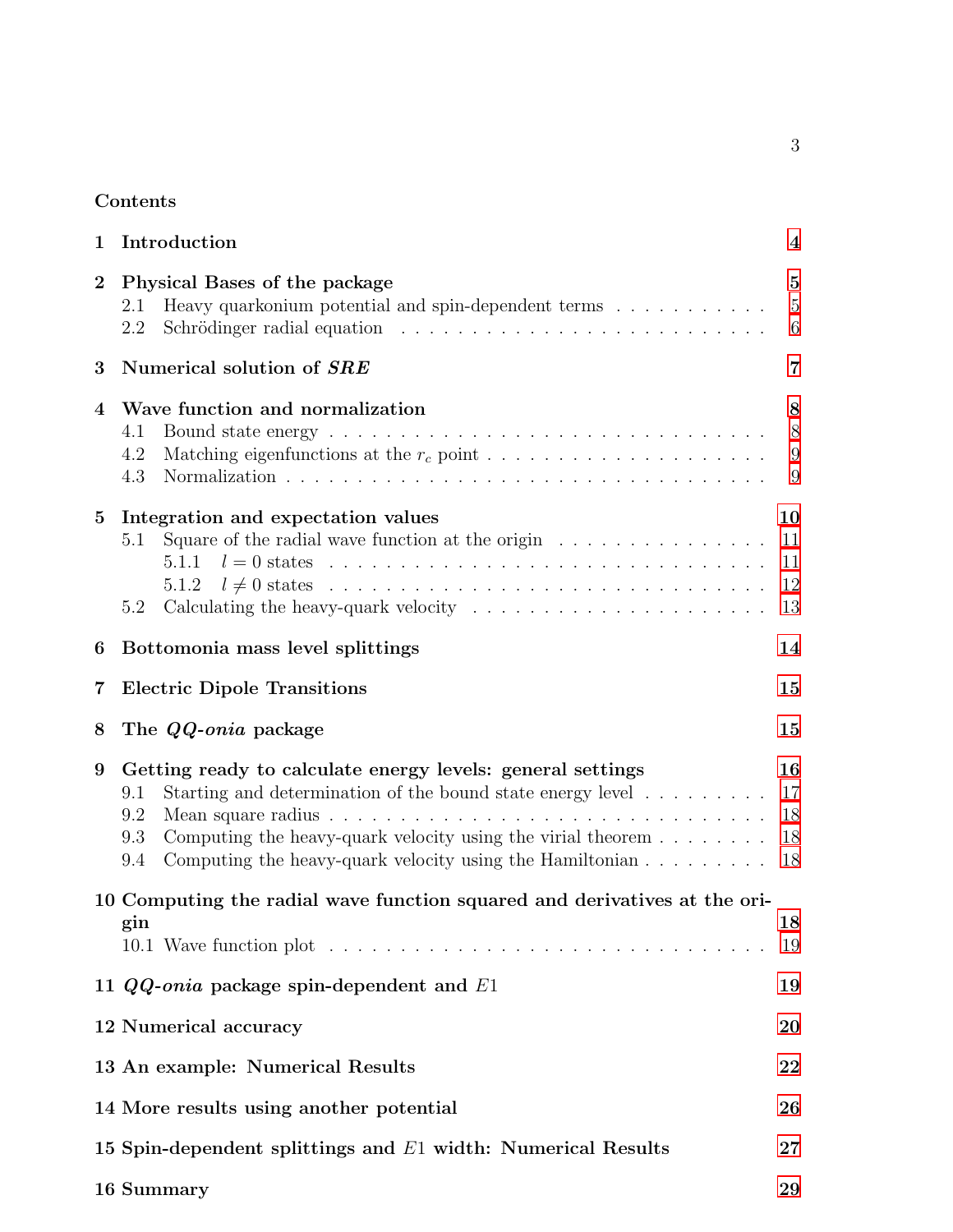## Contents

1 Introduction 4

2 Physical Bases of the package 5
  2.1 Heavy quarkonium potential and spin-dependent terms 5
  2.2 Schrödinger radial equation 6

3 Numerical solution of ***SRE*** 7

4 Wave function and normalization 8
  4.1 Bound state energy 8
  4.2 Matching eigenfunctions at the $r_c$ point 9
  4.3 Normalization 9

5 Integration and expectation values 10
  5.1 Square of the radial wave function at the origin 11
    5.1.1 $l = 0$ states 11
    5.1.2 $l \neq 0$ states 12
  5.2 Calculating the heavy-quark velocity 13

6 Bottomonia mass level splittings 14

7 Electric Dipole Transitions 15

8 The ***QQ-onia*** package 15

9 Getting ready to calculate energy levels: general settings 16
  9.1 Starting and determination of the bound state energy level 17
  9.2 Mean square radius 18
  9.3 Computing the heavy-quark velocity using the virial theorem 18
  9.4 Computing the heavy-quark velocity using the Hamiltonian 18

10 Computing the radial wave function squared and derivatives at the origin 18
  10.1 Wave function plot 19

11 ***QQ-onia*** package spin-dependent and $E1$ 19

12 Numerical accuracy 20

13 An example: Numerical Results 22

14 More results using another potential 26

15 Spin-dependent splittings and $E1$ width: Numerical Results 27

16 Summary 29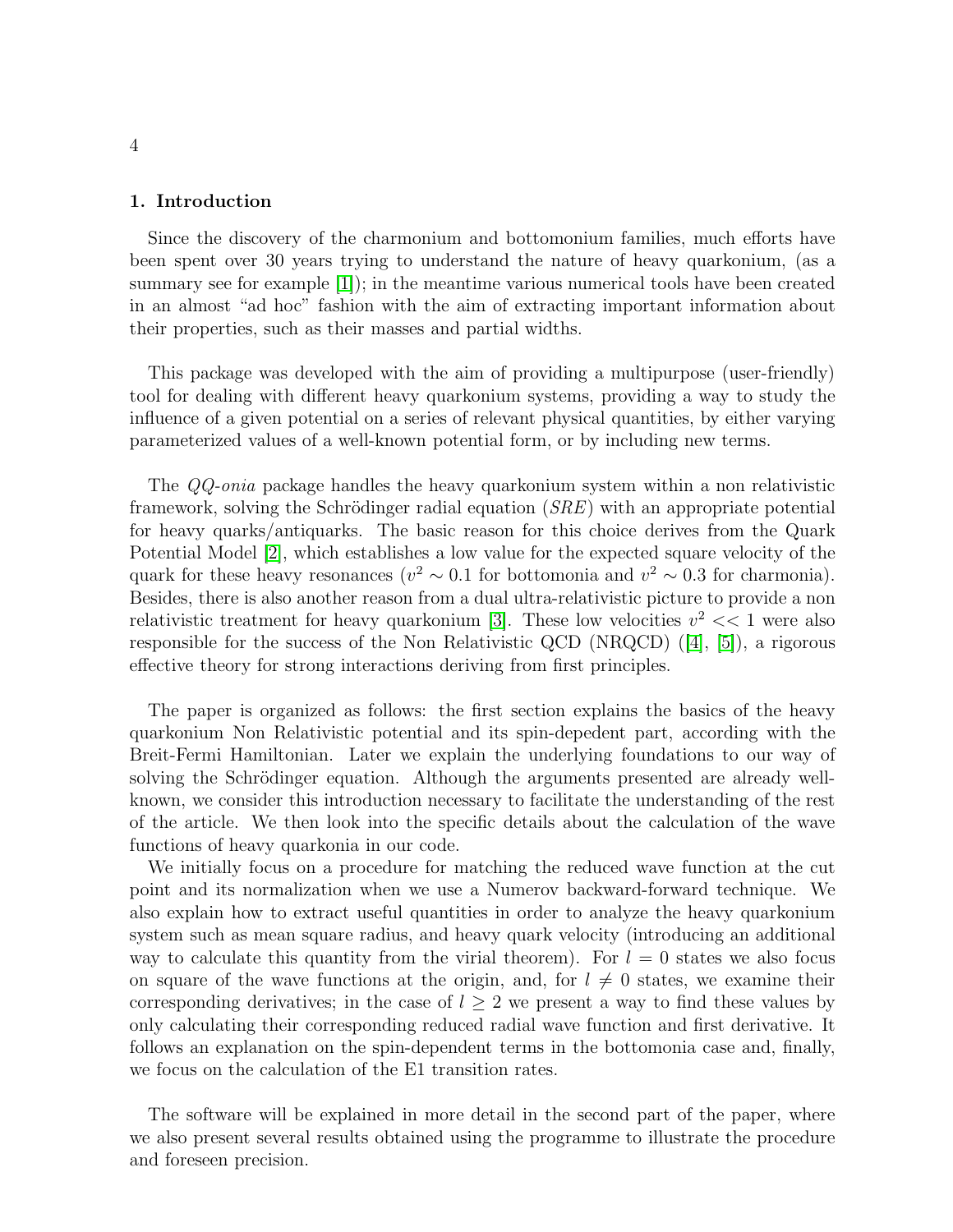## 1. Introduction

Since the discovery of the charmonium and bottomonium families, much efforts have been spent over 30 years trying to understand the nature of heavy quarkonium, (as a summary see for example [1]); in the meantime various numerical tools have been created in an almost "ad hoc" fashion with the aim of extracting important information about their properties, such as their masses and partial widths.

This package was developed with the aim of providing a multipurpose (user-friendly) tool for dealing with different heavy quarkonium systems, providing a way to study the influence of a given potential on a series of relevant physical quantities, by either varying parameterized values of a well-known potential form, or by including new terms.

The *QQ-onia* package handles the heavy quarkonium system within a non relativistic framework, solving the Schrödinger radial equation (*SRE*) with an appropriate potential for heavy quarks/antiquarks. The basic reason for this choice derives from the Quark Potential Model [2], which establishes a low value for the expected square velocity of the quark for these heavy resonances ($v^2 \sim 0.1$ for bottomonia and $v^2 \sim 0.3$ for charmonia). Besides, there is also another reason from a dual ultra-relativistic picture to provide a non relativistic treatment for heavy quarkonium [3]. These low velocities $v^2 << 1$ were also responsible for the success of the Non Relativistic QCD (NRQCD) ([4], [5]), a rigorous effective theory for strong interactions deriving from first principles.

The paper is organized as follows: the first section explains the basics of the heavy quarkonium Non Relativistic potential and its spin-depedent part, according with the Breit-Fermi Hamiltonian. Later we explain the underlying foundations to our way of solving the Schrödinger equation. Although the arguments presented are already well-known, we consider this introduction necessary to facilitate the understanding of the rest of the article. We then look into the specific details about the calculation of the wave functions of heavy quarkonia in our code.

We initially focus on a procedure for matching the reduced wave function at the cut point and its normalization when we use a Numerov backward-forward technique. We also explain how to extract useful quantities in order to analyze the heavy quarkonium system such as mean square radius, and heavy quark velocity (introducing an additional way to calculate this quantity from the virial theorem). For $l = 0$ states we also focus on square of the wave functions at the origin, and, for $l \neq 0$ states, we examine their corresponding derivatives; in the case of $l \geq 2$ we present a way to find these values by only calculating their corresponding reduced radial wave function and first derivative. It follows an explanation on the spin-dependent terms in the bottomonia case and, finally, we focus on the calculation of the E1 transition rates.

The software will be explained in more detail in the second part of the paper, where we also present several results obtained using the programme to illustrate the procedure and foreseen precision.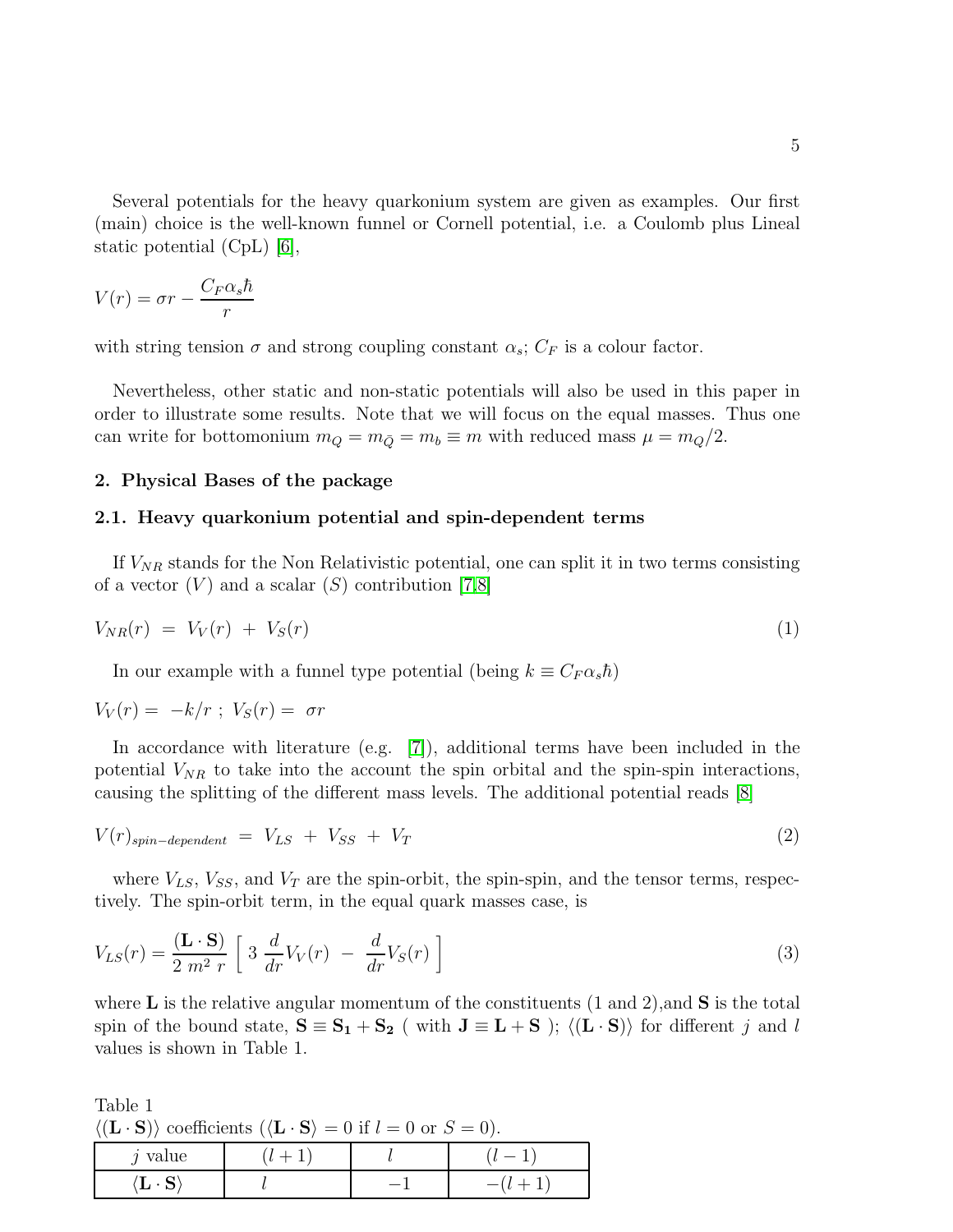Several potentials for the heavy quarkonium system are given as examples. Our first (main) choice is the well-known funnel or Cornell potential, i.e. a Coulomb plus Lineal static potential (CpL) [6],

$$V(r) = \sigma r - \frac{C_F \alpha_s \hbar}{r}$$

with string tension $\sigma$ and strong coupling constant $\alpha_s$; $C_F$ is a colour factor.

Nevertheless, other static and non-static potentials will also be used in this paper in order to illustrate some results. Note that we will focus on the equal masses. Thus one can write for bottomonium $m_Q = m_{\bar{Q}} = m_b \equiv m$ with reduced mass $\mu = m_Q/2$.

## 2. Physical Bases of the package

### 2.1. Heavy quarkonium potential and spin-dependent terms

If $V_{NR}$ stands for the Non Relativistic potential, one can split it in two terms consisting of a vector ($V$) and a scalar ($S$) contribution [7,8]

$$V_{NR}(r) \; = \; V_V(r) \; + \; V_S(r) \tag{1}$$

In our example with a funnel type potential (being $k \equiv C_F \alpha_s \hbar$)

$$V_V(r) = \; -k/r \; ; \; V_S(r) = \; \sigma r$$

In accordance with literature (e.g. [7]), additional terms have been included in the potential $V_{NR}$ to take into the account the spin orbital and the spin-spin interactions, causing the splitting of the different mass levels. The additional potential reads [8]

$$V(r)_{spin-dependent} \; = \; V_{LS} \; + \; V_{SS} \; + \; V_T \tag{2}$$

where $V_{LS}$, $V_{SS}$, and $V_T$ are the spin-orbit, the spin-spin, and the tensor terms, respectively. The spin-orbit term, in the equal quark masses case, is

$$V_{LS}(r) = \frac{(\mathbf{L} \cdot \mathbf{S})}{2 \; m^2 \; r} \left[ \; 3 \; \frac{d}{dr} V_V(r) \; - \; \frac{d}{dr} V_S(r) \; \right] \tag{3}$$

where $\mathbf{L}$ is the relative angular momentum of the constituents (1 and 2),and $\mathbf{S}$ is the total spin of the bound state, $\mathbf{S} \equiv \mathbf{S_1} + \mathbf{S_2}$ ( with $\mathbf{J} \equiv \mathbf{L} + \mathbf{S}$ ); $\langle(\mathbf{L} \cdot \mathbf{S})\rangle$ for different $j$ and $l$ values is shown in Table 1.

Table 1
$\langle(\mathbf{L} \cdot \mathbf{S})\rangle$ coefficients ($\langle \mathbf{L} \cdot \mathbf{S} \rangle = 0$ if $l = 0$ or $S = 0$).

| $j$ value | $(l+1)$ | $l$ | $(l-1)$ |
|---|---|---|---|
| $\langle \mathbf{L} \cdot \mathbf{S} \rangle$ | $l$ | $-1$ | $-(l+1)$ |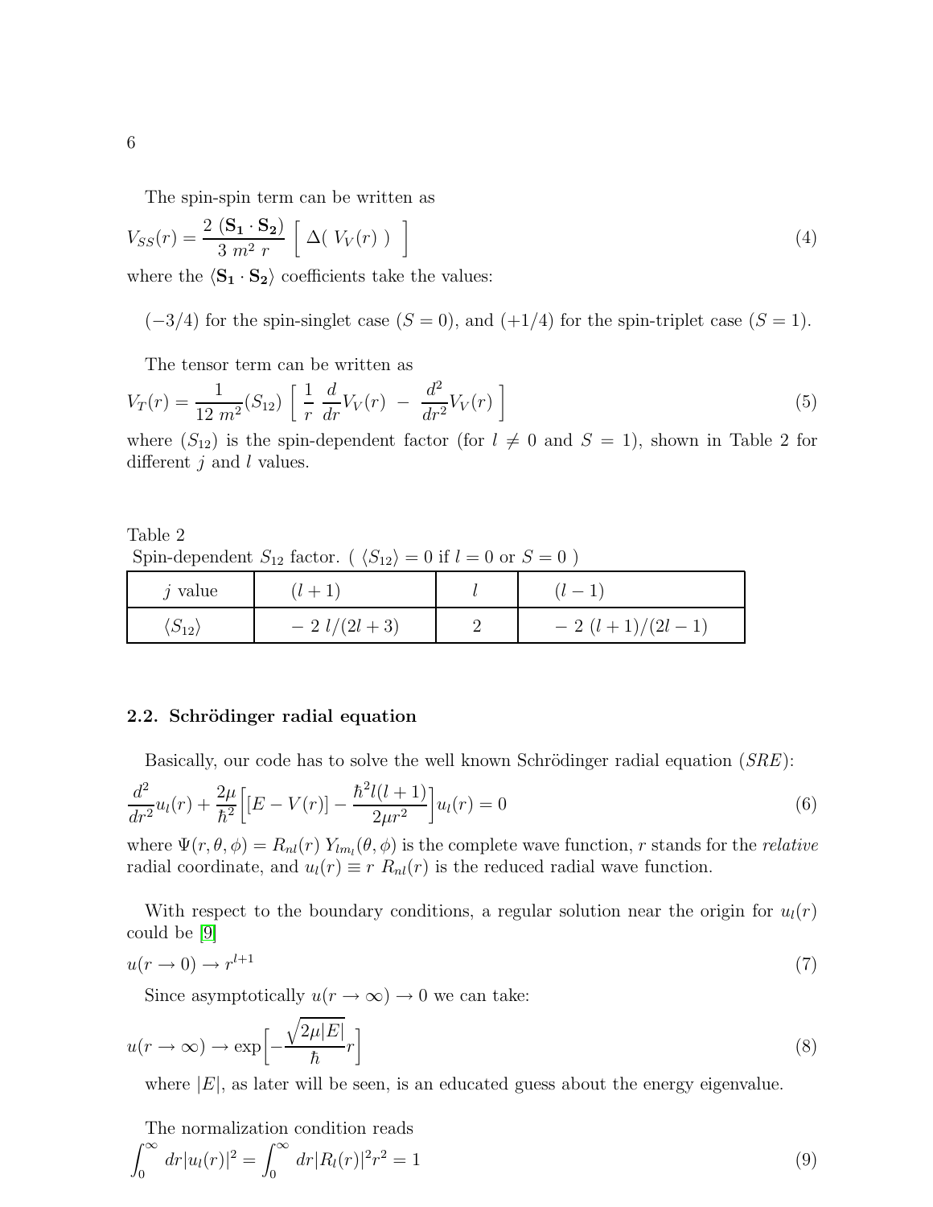The spin-spin term can be written as

$$V_{SS}(r) = \frac{2\ (\mathbf{S_1} \cdot \mathbf{S_2})}{3\ m^2\ r} \left[\ \Delta(\ V_V(r)\ )\ \right] \tag{4}$$

where the $\langle \mathbf{S_1} \cdot \mathbf{S_2} \rangle$ coefficients take the values:

$(-3/4)$ for the spin-singlet case $(S = 0)$, and $(+1/4)$ for the spin-triplet case $(S = 1)$.

The tensor term can be written as

$$V_T(r) = \frac{1}{12\ m^2}(S_{12}) \left[\ \frac{1}{r}\ \frac{d}{dr}V_V(r)\ -\ \frac{d^2}{dr^2}V_V(r)\ \right] \tag{5}$$

where $(S_{12})$ is the spin-dependent factor (for $l \neq 0$ and $S = 1$), shown in Table 2 for different $j$ and $l$ values.

Table 2
Spin-dependent $S_{12}$ factor. ( $\langle S_{12} \rangle = 0$ if $l = 0$ or $S = 0$ )

| $j$ value | $(l+1)$ | $l$ | $(l-1)$ |
|---|---|---|---|
| $\langle S_{12} \rangle$ | $-\ 2\ l/(2l+3)$ | $2$ | $-\ 2\ (l+1)/(2l-1)$ |

### 2.2. Schrödinger radial equation

Basically, our code has to solve the well known Schrödinger radial equation (*SRE*):

$$\frac{d^2}{dr^2}u_l(r) + \frac{2\mu}{\hbar^2}\Big[[E - V(r)] - \frac{\hbar^2 l(l+1)}{2\mu r^2}\Big]u_l(r) = 0 \tag{6}$$

where $\Psi(r, \theta, \phi) = R_{nl}(r)\ Y_{lm_l}(\theta, \phi)$ is the complete wave function, $r$ stands for the *relative* radial coordinate, and $u_l(r) \equiv r\ R_{nl}(r)$ is the reduced radial wave function.

With respect to the boundary conditions, a regular solution near the origin for $u_l(r)$ could be [9]

$$u(r \to 0) \to r^{l+1} \tag{7}$$

Since asymptotically $u(r \to \infty) \to 0$ we can take:

$$u(r \to \infty) \to \exp\Big[-\frac{\sqrt{2\mu|E|}}{\hbar}r\Big] \tag{8}$$

where $|E|$, as later will be seen, is an educated guess about the energy eigenvalue.

The normalization condition reads

$$\int_0^\infty dr|u_l(r)|^2 = \int_0^\infty dr|R_l(r)|^2 r^2 = 1 \tag{9}$$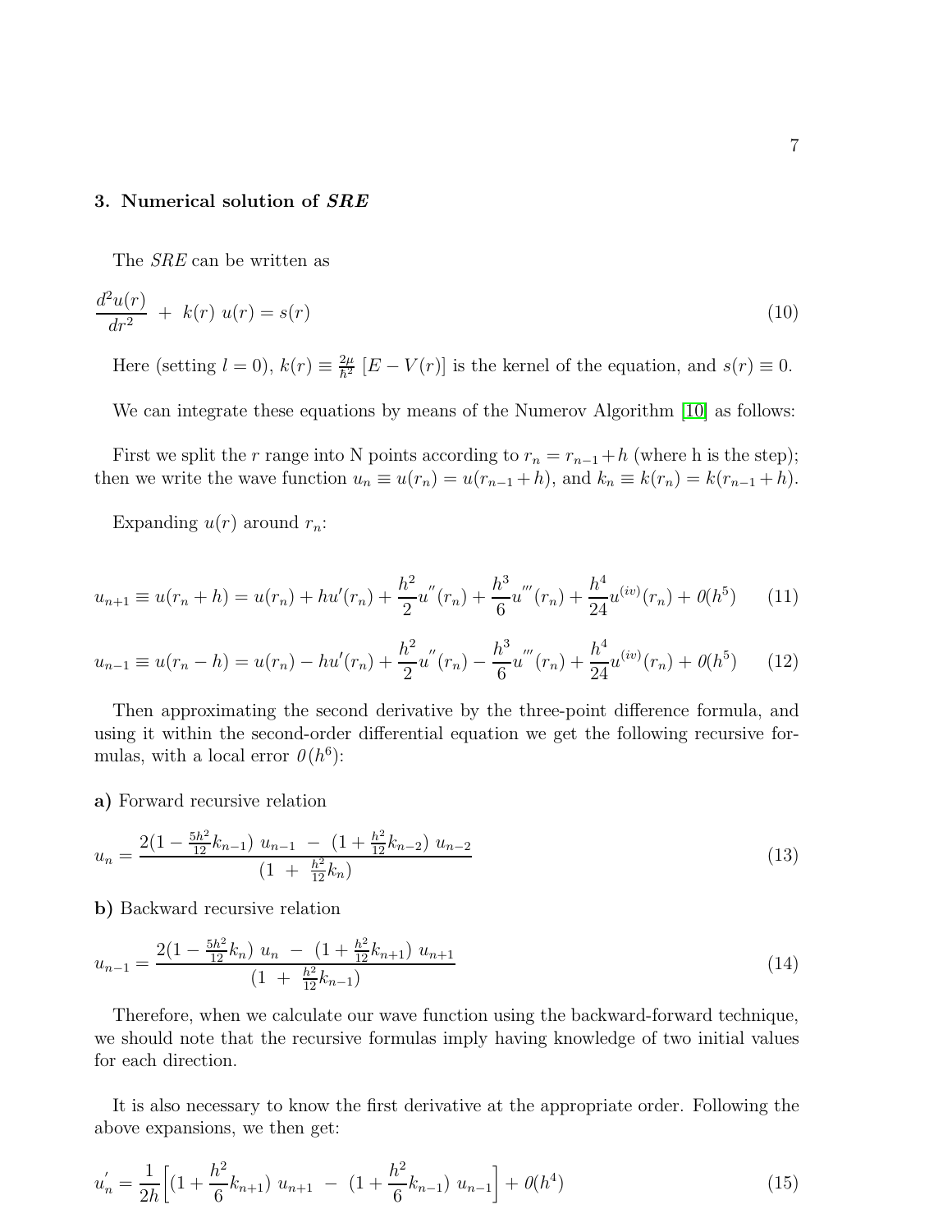### 3. Numerical solution of *SRE*

The *SRE* can be written as

$$\frac{d^2u(r)}{dr^2} \ + \ k(r) \ u(r) = s(r) \tag{10}$$

Here (setting $l = 0$), $k(r) \equiv \frac{2\mu}{\hbar^2} \left[E - V(r)\right]$ is the kernel of the equation, and $s(r) \equiv 0$.

We can integrate these equations by means of the Numerov Algorithm [10] as follows:

First we split the $r$ range into N points according to $r_n = r_{n-1} + h$ (where h is the step); then we write the wave function $u_n \equiv u(r_n) = u(r_{n-1} + h)$, and $k_n \equiv k(r_n) = k(r_{n-1} + h)$.

Expanding $u(r)$ around $r_n$:

$$u_{n+1} \equiv u(r_n + h) = u(r_n) + hu'(r_n) + \frac{h^2}{2}u^{''}(r_n) + \frac{h^3}{6}u^{'''}(r_n) + \frac{h^4}{24}u^{(iv)}(r_n) + \mathit{0}(h^5) \tag{11}$$

$$u_{n-1} \equiv u(r_n - h) = u(r_n) - hu'(r_n) + \frac{h^2}{2}u^{''}(r_n) - \frac{h^3}{6}u^{'''}(r_n) + \frac{h^4}{24}u^{(iv)}(r_n) + \mathit{0}(h^5) \tag{12}$$

Then approximating the second derivative by the three-point difference formula, and using it within the second-order differential equation we get the following recursive formulas, with a local error $\mathit{0}(h^6)$:

**a)** Forward recursive relation

$$u_n = \frac{2(1 - \frac{5h^2}{12}k_{n-1}) \ u_{n-1} \ - \ (1 + \frac{h^2}{12}k_{n-2}) \ u_{n-2}}{(1 \ + \ \frac{h^2}{12}k_n)} \tag{13}$$

**b)** Backward recursive relation

$$u_{n-1} = \frac{2(1 - \frac{5h^2}{12}k_n) \ u_n \ - \ (1 + \frac{h^2}{12}k_{n+1}) \ u_{n+1}}{(1 \ + \ \frac{h^2}{12}k_{n-1})} \tag{14}$$

Therefore, when we calculate our wave function using the backward-forward technique, we should note that the recursive formulas imply having knowledge of two initial values for each direction.

It is also necessary to know the first derivative at the appropriate order. Following the above expansions, we then get:

$$u_n^{'} = \frac{1}{2h}\Big[(1 + \frac{h^2}{6}k_{n+1}) \ u_{n+1} \ - \ (1 + \frac{h^2}{6}k_{n-1}) \ u_{n-1}\Big] + \mathit{0}(h^4) \tag{15}$$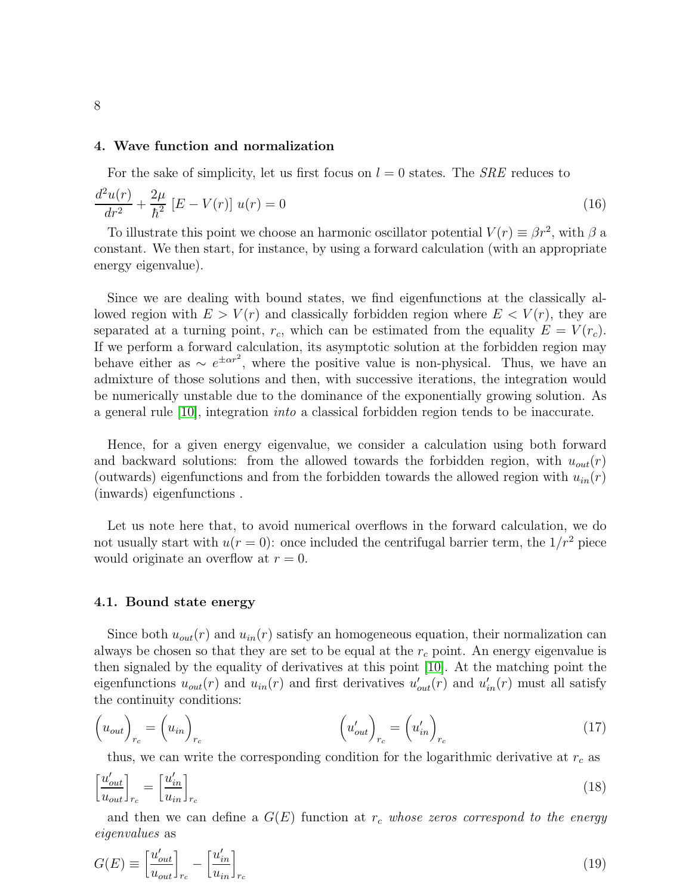## 4. Wave function and normalization

For the sake of simplicity, let us first focus on $l = 0$ states. The *SRE* reduces to

$$\frac{d^2u(r)}{dr^2} + \frac{2\mu}{\hbar^2}\,[E - V(r)]\,u(r) = 0 \tag{16}$$

To illustrate this point we choose an harmonic oscillator potential $V(r) \equiv \beta r^2$, with $\beta$ a constant. We then start, for instance, by using a forward calculation (with an appropriate energy eigenvalue).

Since we are dealing with bound states, we find eigenfunctions at the classically allowed region with $E > V(r)$ and classically forbidden region where $E < V(r)$, they are separated at a turning point, $r_c$, which can be estimated from the equality $E = V(r_c)$. If we perform a forward calculation, its asymptotic solution at the forbidden region may behave either as $\sim e^{\pm\alpha r^2}$, where the positive value is non-physical. Thus, we have an admixture of those solutions and then, with successive iterations, the integration would be numerically unstable due to the dominance of the exponentially growing solution. As a general rule [10], integration *into* a classical forbidden region tends to be inaccurate.

Hence, for a given energy eigenvalue, we consider a calculation using both forward and backward solutions: from the allowed towards the forbidden region, with $u_{out}(r)$ (outwards) eigenfunctions and from the forbidden towards the allowed region with $u_{in}(r)$ (inwards) eigenfunctions .

Let us note here that, to avoid numerical overflows in the forward calculation, we do not usually start with $u(r = 0)$: once included the centrifugal barrier term, the $1/r^2$ piece would originate an overflow at $r = 0$.

### 4.1. Bound state energy

Since both $u_{out}(r)$ and $u_{in}(r)$ satisfy an homogeneous equation, their normalization can always be chosen so that they are set to be equal at the $r_c$ point. An energy eigenvalue is then signaled by the equality of derivatives at this point [10]. At the matching point the eigenfunctions $u_{out}(r)$ and $u_{in}(r)$ and first derivatives $u'_{out}(r)$ and $u'_{in}(r)$ must all satisfy the continuity conditions:

$$\Big(u_{out}\Big)_{r_c} = \Big(u_{in}\Big)_{r_c} \qquad\qquad \Big(u'_{out}\Big)_{r_c} = \Big(u'_{in}\Big)_{r_c} \tag{17}$$

thus, we can write the corresponding condition for the logarithmic derivative at $r_c$ as

$$\left[\frac{u'_{out}}{u_{out}}\right]_{r_c} = \left[\frac{u'_{in}}{u_{in}}\right]_{r_c} \tag{18}$$

and then we can define a $G(E)$ function at $r_c$ *whose zeros correspond to the energy eigenvalues* as

$$G(E) \equiv \left[\frac{u'_{out}}{u_{out}}\right]_{r_c} - \left[\frac{u'_{in}}{u_{in}}\right]_{r_c} \tag{19}$$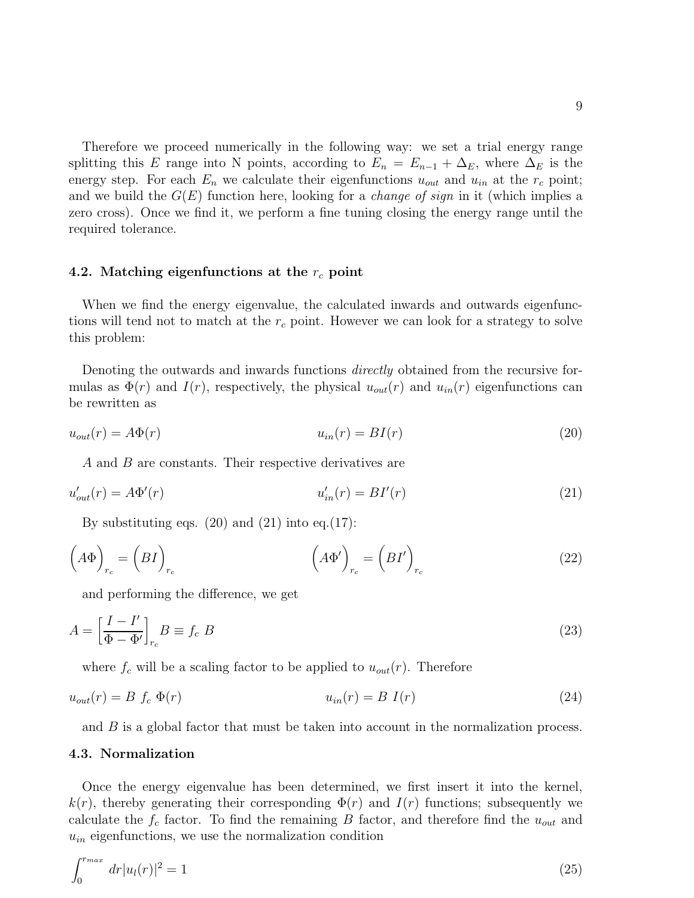Therefore we proceed numerically in the following way: we set a trial energy range splitting this $E$ range into N points, according to $E_n = E_{n-1} + \Delta_E$, where $\Delta_E$ is the energy step. For each $E_n$ we calculate their eigenfunctions $u_{out}$ and $u_{in}$ at the $r_c$ point; and we build the $G(E)$ function here, looking for a *change of sign* in it (which implies a zero cross). Once we find it, we perform a fine tuning closing the energy range until the required tolerance.

### 4.2. Matching eigenfunctions at the $r_c$ point

When we find the energy eigenvalue, the calculated inwards and outwards eigenfunctions will tend not to match at the $r_c$ point. However we can look for a strategy to solve this problem:

Denoting the outwards and inwards functions *directly* obtained from the recursive formulas as $\Phi(r)$ and $I(r)$, respectively, the physical $u_{out}(r)$ and $u_{in}(r)$ eigenfunctions can be rewritten as

$$u_{out}(r) = A\Phi(r) \qquad\qquad u_{in}(r) = BI(r) \tag{20}$$

$A$ and $B$ are constants. Their respective derivatives are

$$u'_{out}(r) = A\Phi'(r) \qquad\qquad u'_{in}(r) = BI'(r) \tag{21}$$

By substituting eqs. (20) and (21) into eq.(17):

$$\Big(A\Phi\Big)_{r_c} = \Big(BI\Big)_{r_c} \qquad\qquad \Big(A\Phi'\Big)_{r_c} = \Big(BI'\Big)_{r_c} \tag{22}$$

and performing the difference, we get

$$A = \left[\frac{I - I'}{\Phi - \Phi'}\right]_{r_c} B \equiv f_c \; B \tag{23}$$

where $f_c$ will be a scaling factor to be applied to $u_{out}(r)$. Therefore

$$u_{out}(r) = B \; f_c \; \Phi(r) \qquad\qquad u_{in}(r) = B \; I(r) \tag{24}$$

and $B$ is a global factor that must be taken into account in the normalization process.

### 4.3. Normalization

Once the energy eigenvalue has been determined, we first insert it into the kernel, $k(r)$, thereby generating their corresponding $\Phi(r)$ and $I(r)$ functions; subsequently we calculate the $f_c$ factor. To find the remaining $B$ factor, and therefore find the $u_{out}$ and $u_{in}$ eigenfunctions, we use the normalization condition

$$\int_0^{r_{max}} dr |u_l(r)|^2 = 1 \tag{25}$$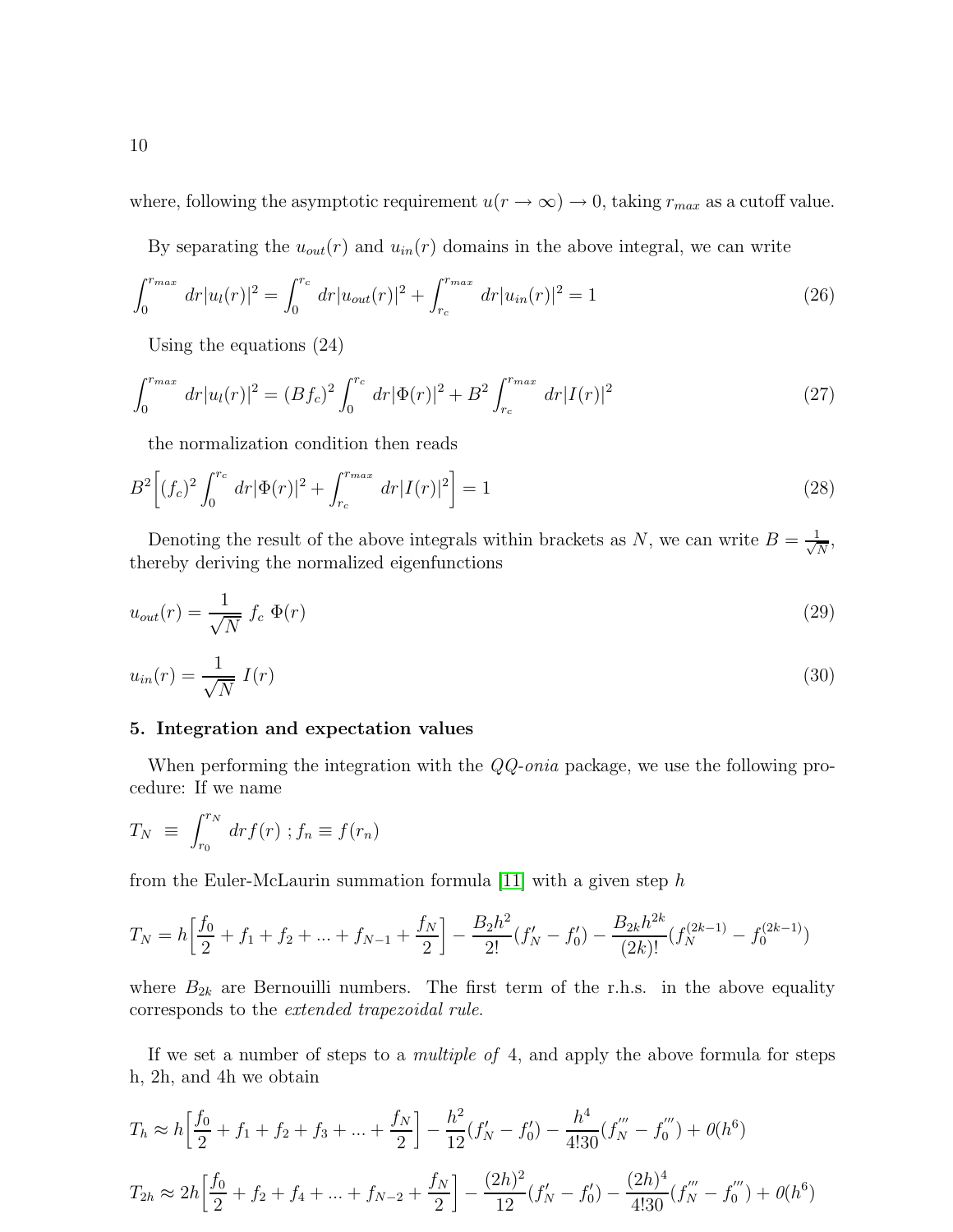where, following the asymptotic requirement $u(r \to \infty) \to 0$, taking $r_{max}$ as a cutoff value.

By separating the $u_{out}(r)$ and $u_{in}(r)$ domains in the above integral, we can write

$$\int_0^{r_{max}} dr|u_l(r)|^2 = \int_0^{r_c} dr|u_{out}(r)|^2 + \int_{r_c}^{r_{max}} dr|u_{in}(r)|^2 = 1 \tag{26}$$

Using the equations (24)

$$\int_0^{r_{max}} dr|u_l(r)|^2 = (Bf_c)^2 \int_0^{r_c} dr|\Phi(r)|^2 + B^2 \int_{r_c}^{r_{max}} dr|I(r)|^2 \tag{27}$$

the normalization condition then reads

$$B^2\Big[(f_c)^2 \int_0^{r_c} dr|\Phi(r)|^2 + \int_{r_c}^{r_{max}} dr|I(r)|^2\Big] = 1 \tag{28}$$

Denoting the result of the above integrals within brackets as $N$, we can write $B = \frac{1}{\sqrt{N}}$, thereby deriving the normalized eigenfunctions

$$u_{out}(r) = \frac{1}{\sqrt{N}}\ f_c\ \Phi(r) \tag{29}$$

$$u_{in}(r) = \frac{1}{\sqrt{N}}\ I(r) \tag{30}$$

## 5. Integration and expectation values

When performing the integration with the *QQ-onia* package, we use the following procedure: If we name

$$T_N \ \equiv \ \int_{r_0}^{r_N} dr f(r) \ ; f_n \equiv f(r_n)$$

from the Euler-McLaurin summation formula [11] with a given step $h$

$$T_N = h\Big[\frac{f_0}{2} + f_1 + f_2 + ... + f_{N-1} + \frac{f_N}{2}\Big] - \frac{B_2 h^2}{2!}(f'_N - f'_0) - \frac{B_{2k} h^{2k}}{(2k)!}(f_N^{(2k-1)} - f_0^{(2k-1)})$$

where $B_{2k}$ are Bernouilli numbers. The first term of the r.h.s. in the above equality corresponds to the *extended trapezoidal rule*.

If we set a number of steps to a *multiple of* 4, and apply the above formula for steps h, 2h, and 4h we obtain

$$T_h \approx h\Big[\frac{f_0}{2} + f_1 + f_2 + f_3 + ... + \frac{f_N}{2}\Big] - \frac{h^2}{12}(f'_N - f'_0) - \frac{h^4}{4!30}(f'''_N - f'''_0) + 0(h^6)$$

$$T_{2h} \approx 2h\Big[\frac{f_0}{2} + f_2 + f_4 + ... + f_{N-2} + \frac{f_N}{2}\Big] - \frac{(2h)^2}{12}(f'_N - f'_0) - \frac{(2h)^4}{4!30}(f'''_N - f'''_0) + 0(h^6)$$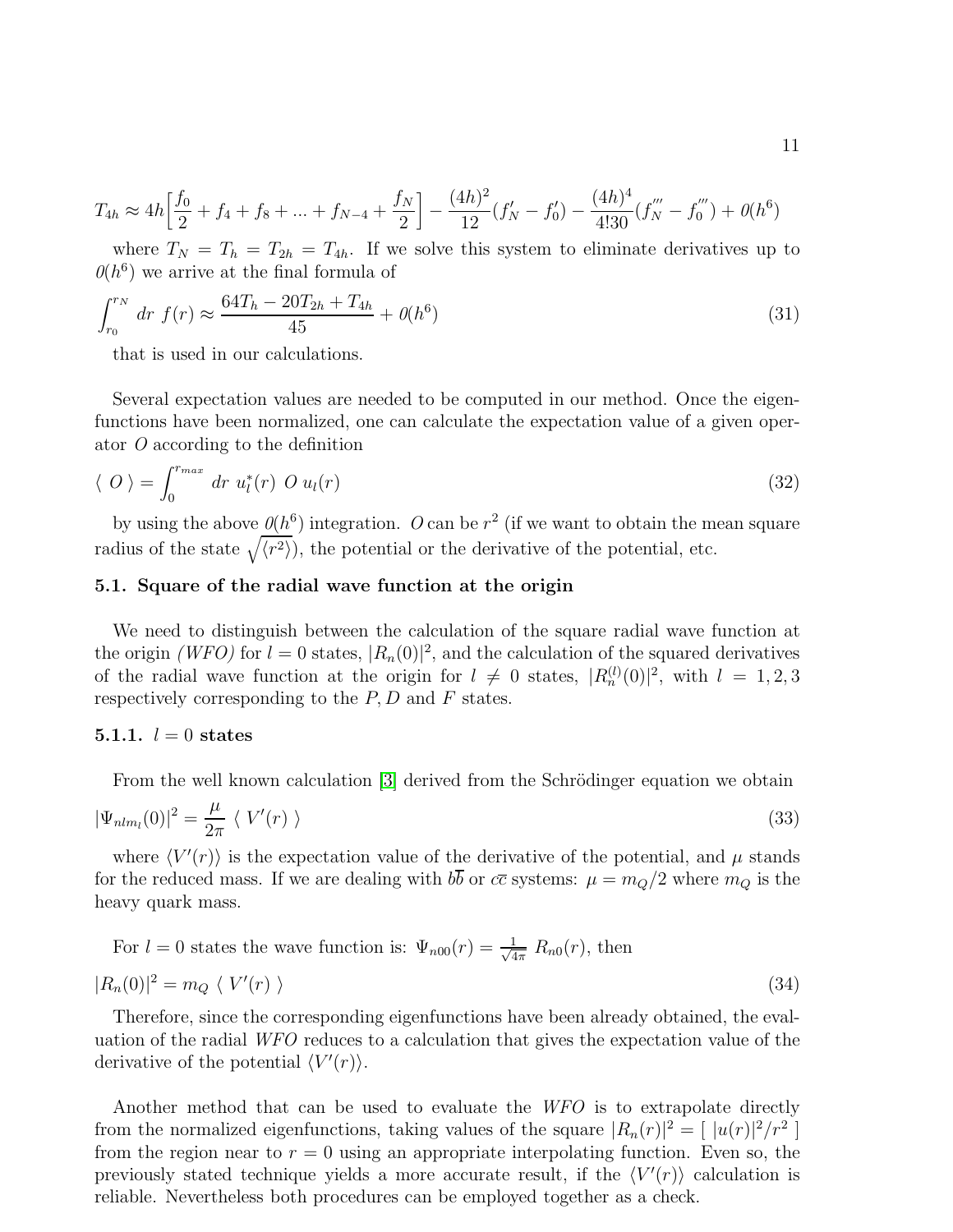$$T_{4h} \approx 4h\Big[\frac{f_0}{2} + f_4 + f_8 + ... + f_{N-4} + \frac{f_N}{2}\Big] - \frac{(4h)^2}{12}(f_N' - f_0') - \frac{(4h)^4}{4!30}(f_N''' - f_0''') + \mathcal{O}(h^6)$$

where $T_N = T_h = T_{2h} = T_{4h}$. If we solve this system to eliminate derivatives up to $\mathcal{O}(h^6)$ we arrive at the final formula of

$$\int_{r_0}^{r_N} dr\ f(r) \approx \frac{64T_h - 20T_{2h} + T_{4h}}{45} + \mathcal{O}(h^6) \tag{31}$$

that is used in our calculations.

Several expectation values are needed to be computed in our method. Once the eigenfunctions have been normalized, one can calculate the expectation value of a given operator $O$ according to the definition

$$\langle\ O\ \rangle = \int_0^{r_{max}} dr\ u_l^*(r)\ O\ u_l(r) \tag{32}$$

by using the above $\mathcal{O}(h^6)$ integration. $O$ can be $r^2$ (if we want to obtain the mean square radius of the state $\sqrt{\langle r^2 \rangle}$), the potential or the derivative of the potential, etc.

### 5.1. Square of the radial wave function at the origin

We need to distinguish between the calculation of the square radial wave function at the origin *(WFO)* for $l = 0$ states, $|R_n(0)|^2$, and the calculation of the squared derivatives of the radial wave function at the origin for $l \neq 0$ states, $|R_n^{(l)}(0)|^2$, with $l = 1, 2, 3$ respectively corresponding to the $P, D$ and $F$ states.

#### 5.1.1. $l = 0$ states

From the well known calculation [3] derived from the Schrödinger equation we obtain

$$|\Psi_{nlm_l}(0)|^2 = \frac{\mu}{2\pi}\ \langle\ V'(r)\ \rangle \tag{33}$$

where $\langle V'(r) \rangle$ is the expectation value of the derivative of the potential, and $\mu$ stands for the reduced mass. If we are dealing with $b\overline{b}$ or $c\overline{c}$ systems: $\mu = m_Q/2$ where $m_Q$ is the heavy quark mass.

For $l = 0$ states the wave function is: $\Psi_{n00}(r) = \frac{1}{\sqrt{4\pi}}\ R_{n0}(r)$, then

$$|R_n(0)|^2 = m_Q\ \langle\ V'(r)\ \rangle \tag{34}$$

Therefore, since the corresponding eigenfunctions have been already obtained, the evaluation of the radial *WFO* reduces to a calculation that gives the expectation value of the derivative of the potential $\langle V'(r) \rangle$.

Another method that can be used to evaluate the *WFO* is to extrapolate directly from the normalized eigenfunctions, taking values of the square $|R_n(r)|^2 = [\ |u(r)|^2/r^2\ ]$ from the region near to $r = 0$ using an appropriate interpolating function. Even so, the previously stated technique yields a more accurate result, if the $\langle V'(r) \rangle$ calculation is reliable. Nevertheless both procedures can be employed together as a check.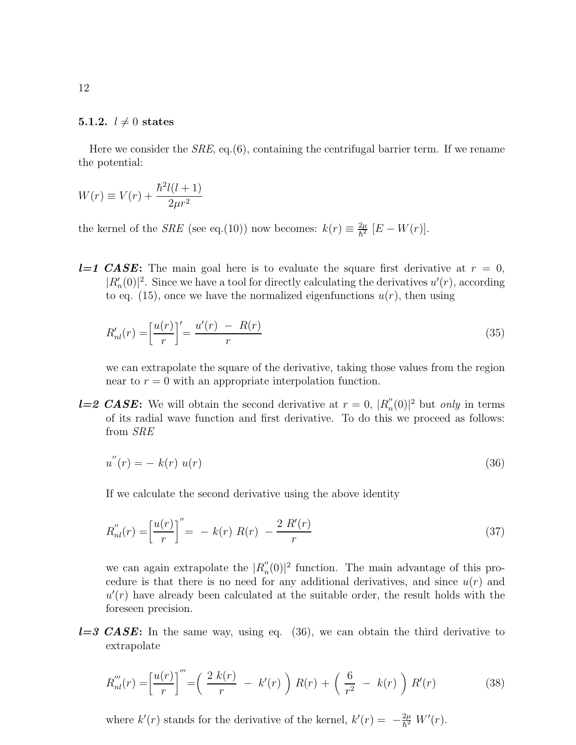### 5.1.2. $l \neq 0$ states

Here we consider the *SRE*, eq.(6), containing the centrifugal barrier term. If we rename the potential:

$$W(r) \equiv V(r) + \frac{\hbar^2 l(l+1)}{2\mu r^2}$$

the kernel of the *SRE* (see eq.(10)) now becomes: $k(r) \equiv \frac{2\mu}{\hbar^2}\,[E - W(r)]$.

***l=1 CASE*:** The main goal here is to evaluate the square first derivative at $r = 0$, $|R_n'(0)|^2$. Since we have a tool for directly calculating the derivatives $u'(r)$, according to eq. (15), once we have the normalized eigenfunctions $u(r)$, then using

$$R_{nl}'(r) = \left[\frac{u(r)}{r}\right]' = \frac{u'(r) \; - \; R(r)}{r} \tag{35}$$

we can extrapolate the square of the derivative, taking those values from the region near to $r = 0$ with an appropriate interpolation function.

***l=2 CASE*:** We will obtain the second derivative at $r = 0$, $|R_n^{''}(0)|^2$ but *only* in terms of its radial wave function and first derivative. To do this we proceed as follows: from *SRE*

$$u^{''}(r) = -\; k(r)\; u(r) \tag{36}$$

If we calculate the second derivative using the above identity

$$R_{nl}^{''}(r) = \left[\frac{u(r)}{r}\right]^{''} = \; -\; k(r)\; R(r) \; - \frac{2\; R'(r)}{r} \tag{37}$$

we can again extrapolate the $|R_n^{''}(0)|^2$ function. The main advantage of this procedure is that there is no need for any additional derivatives, and since $u(r)$ and $u'(r)$ have already been calculated at the suitable order, the result holds with the foreseen precision.

***l=3 CASE*:** In the same way, using eq. (36), we can obtain the third derivative to extrapolate

$$R_{nl}^{'''}(r) = \left[\frac{u(r)}{r}\right]^{'''} = \left( \; \frac{2\; k(r)}{r} \; - \; k'(r) \; \right) R(r) + \left( \; \frac{6}{r^2} \; - \; k(r) \; \right) R'(r) \tag{38}$$

where $k'(r)$ stands for the derivative of the kernel, $k'(r) = \; -\frac{2\mu}{\hbar^2}\; W'(r)$.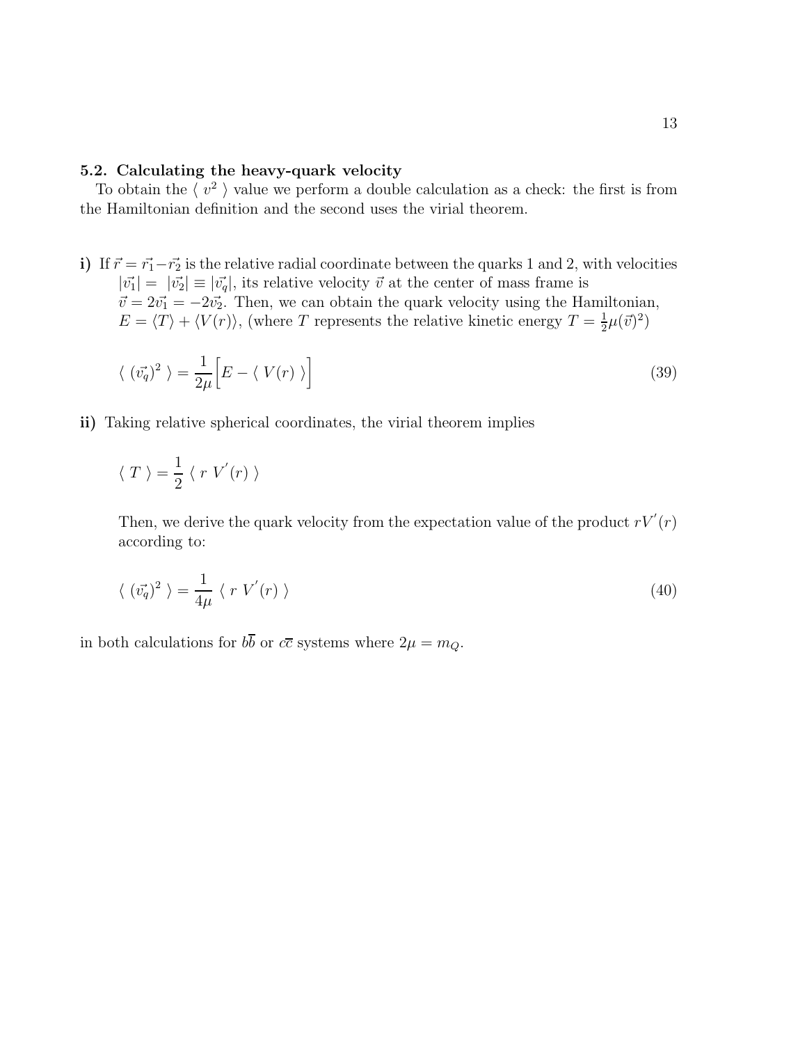### 5.2. Calculating the heavy-quark velocity

To obtain the $\langle\ v^2\ \rangle$ value we perform a double calculation as a check: the first is from the Hamiltonian definition and the second uses the virial theorem.

**i)** If $\vec{r} = \vec{r_1} - \vec{r_2}$ is the relative radial coordinate between the quarks 1 and 2, with velocities $|\vec{v_1}| = |\vec{v_2}| \equiv |\vec{v_q}|$, its relative velocity $\vec{v}$ at the center of mass frame is $\vec{v} = 2\vec{v_1} = -2\vec{v_2}$. Then, we can obtain the quark velocity using the Hamiltonian, $E = \langle T \rangle + \langle V(r) \rangle$, (where $T$ represents the relative kinetic energy $T = \frac{1}{2}\mu(\vec{v})^2$)

$$\langle\ (\vec{v_q})^2\ \rangle = \frac{1}{2\mu}\Big[E - \langle\ V(r)\ \rangle\Big] \tag{39}$$

**ii)** Taking relative spherical coordinates, the virial theorem implies

$$\langle\ T\ \rangle = \frac{1}{2}\ \langle\ r\ V^{'}(r)\ \rangle$$

Then, we derive the quark velocity from the expectation value of the product $rV^{'}(r)$ according to:

$$\langle\ (\vec{v_q})^2\ \rangle = \frac{1}{4\mu}\ \langle\ r\ V^{'}(r)\ \rangle \tag{40}$$

in both calculations for $b\overline{b}$ or $c\overline{c}$ systems where $2\mu = m_Q$.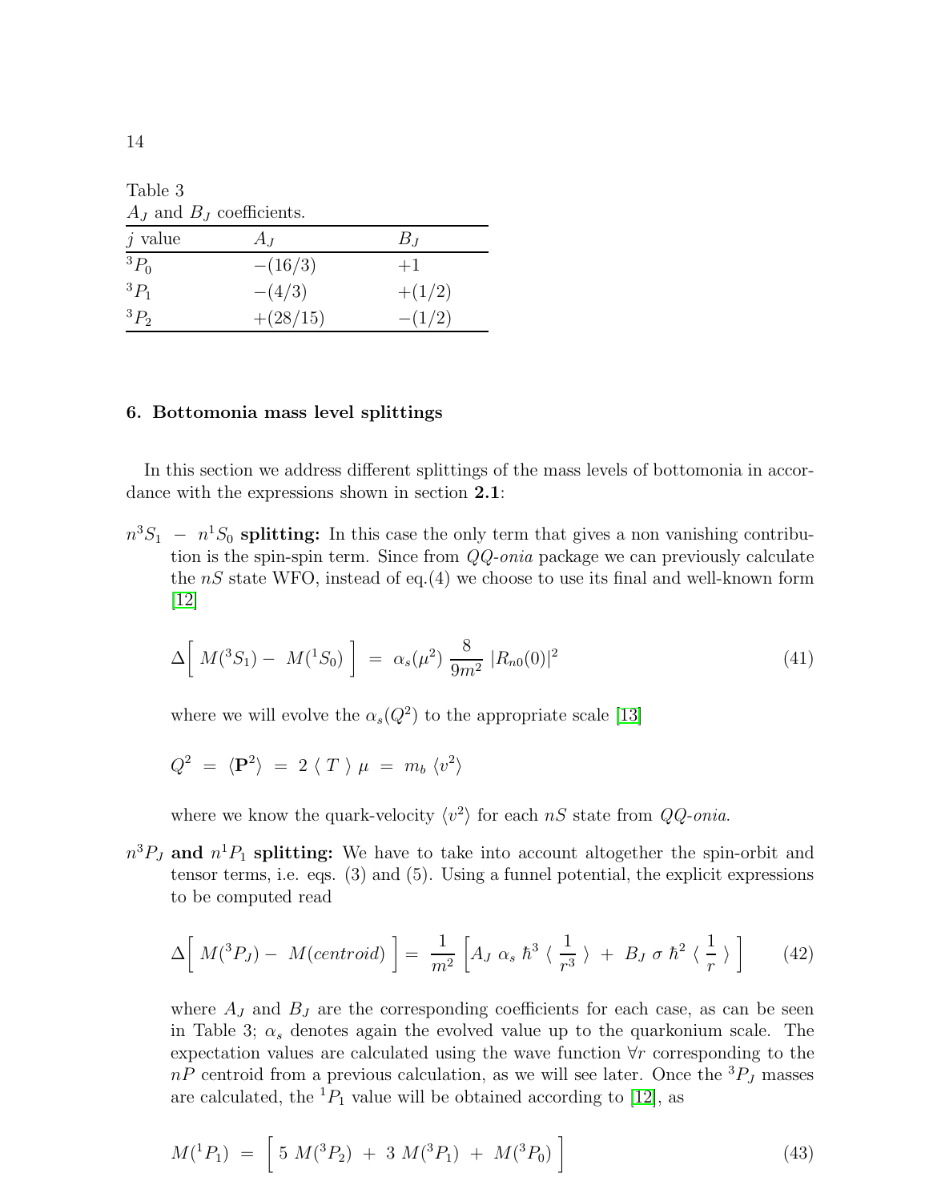Table 3
$A_J$ and $B_J$ coefficients.

| $j$ value | $A_J$ | $B_J$ |
|---|---|---|
| $^3P_0$ | $-(16/3)$ | $+1$ |
| $^3P_1$ | $-(4/3)$ | $+(1/2)$ |
| $^3P_2$ | $+(28/15)$ | $-(1/2)$ |

## 6. Bottomonia mass level splittings

In this section we address different splittings of the mass levels of bottomonia in accordance with the expressions shown in section **2.1**:

$n^3S_1 - n^1S_0$ **splitting:** In this case the only term that gives a non vanishing contribution is the spin-spin term. Since from *QQ-onia* package we can previously calculate the $nS$ state WFO, instead of eq.(4) we choose to use its final and well-known form [12]

$$\Delta\Big[\ M(^3S_1) -\ M(^1S_0)\ \Big] \ = \ \alpha_s(\mu^2)\ \frac{8}{9m^2}\ |R_{n0}(0)|^2 \tag{41}$$

where we will evolve the $\alpha_s(Q^2)$ to the appropriate scale [13]

$$Q^2 \ = \ \langle \mathbf{P}^2 \rangle \ = \ 2\ \langle\ T\ \rangle\ \mu \ = \ m_b\ \langle v^2 \rangle$$

where we know the quark-velocity $\langle v^2 \rangle$ for each $nS$ state from *QQ-onia*.

$n^3P_J$ **and** $n^1P_1$ **splitting:** We have to take into account altogether the spin-orbit and tensor terms, i.e. eqs. (3) and (5). Using a funnel potential, the explicit expressions to be computed read

$$\Delta\Big[\ M(^3P_J) -\ M(centroid)\ \Big] = \ \frac{1}{m^2}\ \Big[A_J\ \alpha_s\ \hbar^3\ \langle\ \frac{1}{r^3}\ \rangle\ +\ B_J\ \sigma\ \hbar^2\ \langle\ \frac{1}{r}\ \rangle\ \Big] \tag{42}$$

where $A_J$ and $B_J$ are the corresponding coefficients for each case, as can be seen in Table 3; $\alpha_s$ denotes again the evolved value up to the quarkonium scale. The expectation values are calculated using the wave function $\forall r$ corresponding to the $nP$ centroid from a previous calculation, as we will see later. Once the $^3P_J$ masses are calculated, the $^1P_1$ value will be obtained according to [12], as

$$M(^1P_1) \ = \ \Big[\ 5\ M(^3P_2)\ +\ 3\ M(^3P_1)\ +\ M(^3P_0)\ \Big] \tag{43}$$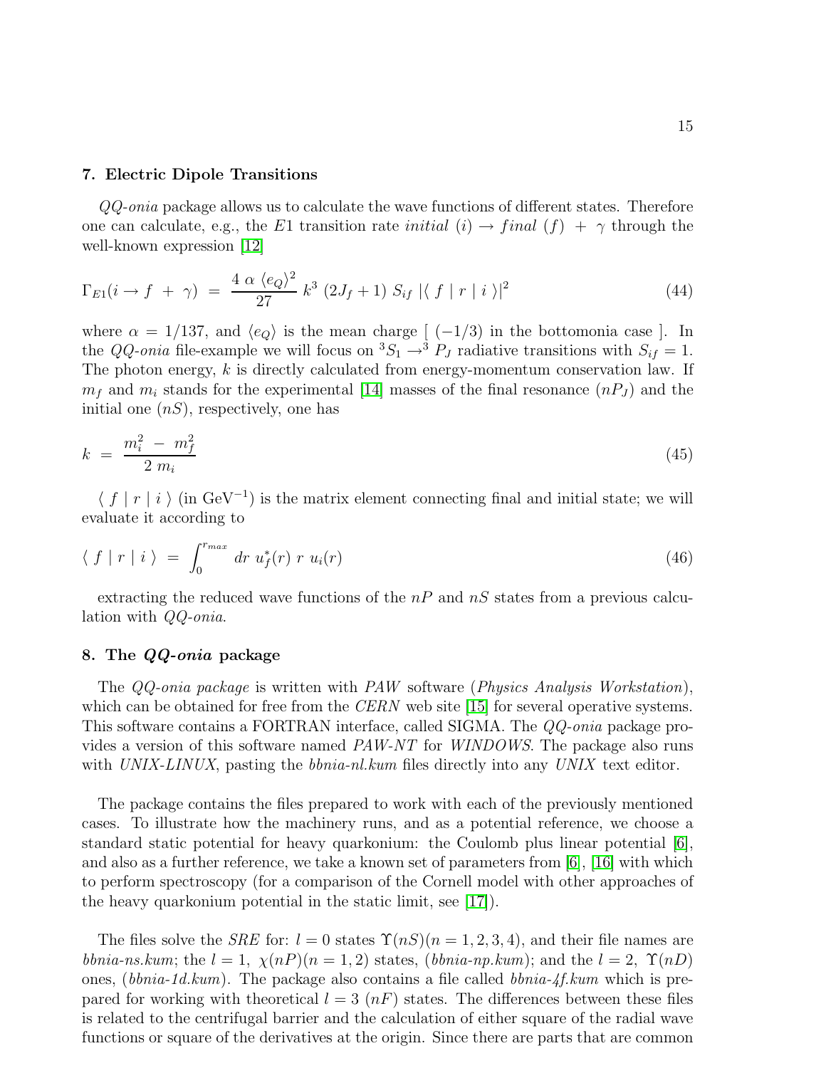## 7. Electric Dipole Transitions

*QQ-onia* package allows us to calculate the wave functions of different states. Therefore one can calculate, e.g., the $E1$ transition rate *initial* $(i) \to$ *final* $(f)\ +\ \gamma$ through the well-known expression [12]

$$\Gamma_{E1}(i \to f\ +\ \gamma)\ =\ \frac{4\ \alpha\ \langle e_Q \rangle^2}{27}\ k^3\ (2J_f+1)\ S_{if}\ |\langle\ f\ |\ r\ |\ i\ \rangle|^2 \tag{44}$$

where $\alpha = 1/137$, and $\langle e_Q \rangle$ is the mean charge [ $(-1/3)$ in the bottomonia case ]. In the *QQ-onia* file-example we will focus on $^3S_1 \to ^3P_J$ radiative transitions with $S_{if} = 1$. The photon energy, $k$ is directly calculated from energy-momentum conservation law. If $m_f$ and $m_i$ stands for the experimental [14] masses of the final resonance $(nP_J)$ and the initial one $(nS)$, respectively, one has

$$k\ =\ \frac{m_i^2\ -\ m_f^2}{2\ m_i} \tag{45}$$

$\langle\ f\ |\ r\ |\ i\ \rangle$ (in GeV$^{-1}$) is the matrix element connecting final and initial state; we will evaluate it according to

$$\langle\ f\ |\ r\ |\ i\ \rangle\ =\ \int_0^{r_{max}}\ dr\ u_f^*(r)\ r\ u_i(r) \tag{46}$$

extracting the reduced wave functions of the $nP$ and $nS$ states from a previous calculation with *QQ-onia*.

## 8. The *QQ-onia* package

The *QQ-onia package* is written with *PAW* software (*Physics Analysis Workstation*), which can be obtained for free from the *CERN* web site [15] for several operative systems. This software contains a FORTRAN interface, called SIGMA. The *QQ-onia* package provides a version of this software named *PAW-NT* for *WINDOWS*. The package also runs with *UNIX-LINUX*, pasting the *bbnia-nl.kum* files directly into any *UNIX* text editor.

The package contains the files prepared to work with each of the previously mentioned cases. To illustrate how the machinery runs, and as a potential reference, we choose a standard static potential for heavy quarkonium: the Coulomb plus linear potential [6], and also as a further reference, we take a known set of parameters from [6], [16] with which to perform spectroscopy (for a comparison of the Cornell model with other approaches of the heavy quarkonium potential in the static limit, see [17]).

The files solve the *SRE* for: $l = 0$ states $\Upsilon(nS)(n = 1, 2, 3, 4)$, and their file names are *bbnia-ns.kum*; the $l = 1$, $\chi(nP)(n = 1, 2)$ states, (*bbnia-np.kum*); and the $l = 2$, $\Upsilon(nD)$ ones, (*bbnia-1d.kum*). The package also contains a file called *bbnia-4f.kum* which is prepared for working with theoretical $l = 3$ $(nF)$ states. The differences between these files is related to the centrifugal barrier and the calculation of either square of the radial wave functions or square of the derivatives at the origin. Since there are parts that are common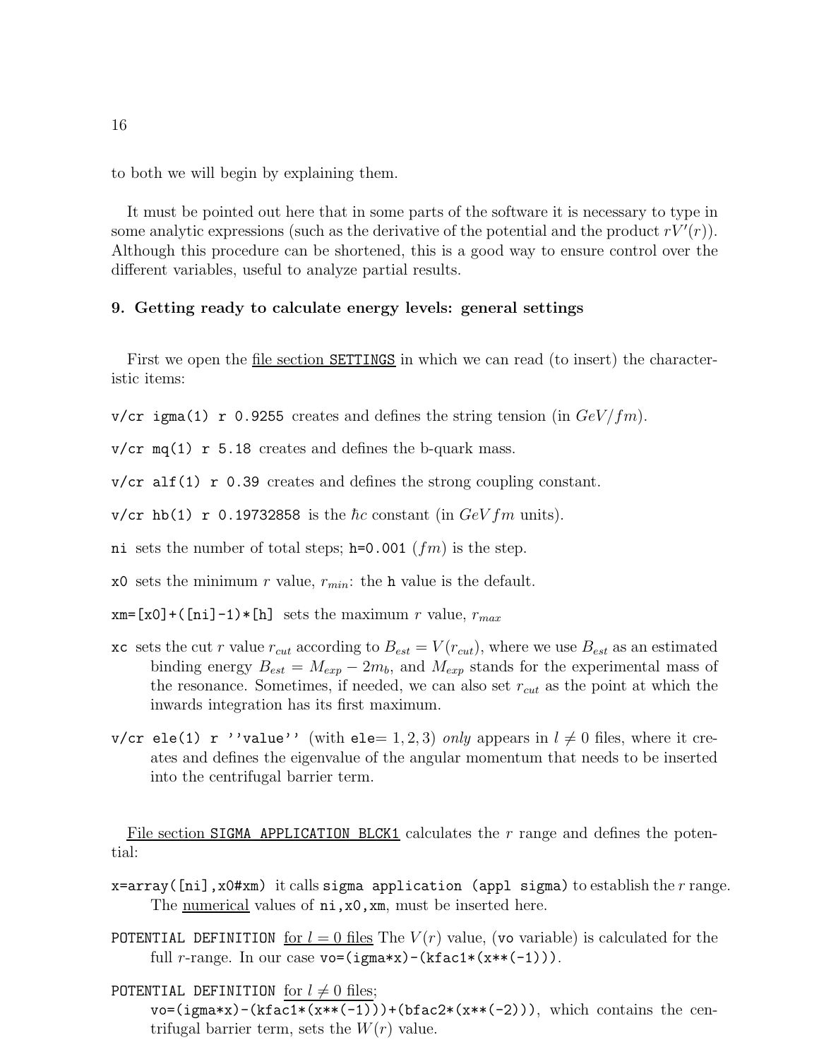to both we will begin by explaining them.

It must be pointed out here that in some parts of the software it is necessary to type in some analytic expressions (such as the derivative of the potential and the product $rV'(r)$). Although this procedure can be shortened, this is a good way to ensure control over the different variables, useful to analyze partial results.

### 9. Getting ready to calculate energy levels: general settings

First we open the file section `SETTINGS` in which we can read (to insert) the characteristic items:

`v/cr igma(1) r 0.9255` creates and defines the string tension (in $GeV/fm$).

`v/cr mq(1) r 5.18` creates and defines the b-quark mass.

`v/cr alf(1) r 0.39` creates and defines the strong coupling constant.

`v/cr hb(1) r 0.19732858` is the $\hbar c$ constant (in $GeV fm$ units).

`ni` sets the number of total steps; `h=0.001` ($fm$) is the step.

`x0` sets the minimum $r$ value, $r_{min}$: the `h` value is the default.

`xm=[x0]+([ni]-1)*[h]` sets the maximum $r$ value, $r_{max}$

`xc` sets the cut $r$ value $r_{cut}$ according to $B_{est} = V(r_{cut})$, where we use $B_{est}$ as an estimated binding energy $B_{est} = M_{exp} - 2m_b$, and $M_{exp}$ stands for the experimental mass of the resonance. Sometimes, if needed, we can also set $r_{cut}$ as the point at which the inwards integration has its first maximum.

`v/cr ele(1) r ''value''` (with `ele`$= 1, 2, 3$) *only* appears in $l \neq 0$ files, where it creates and defines the eigenvalue of the angular momentum that needs to be inserted into the centrifugal barrier term.

File section `SIGMA APPLICATION BLCK1` calculates the $r$ range and defines the potential:

`x=array([ni],x0#xm)` it calls `sigma application (appl sigma)` to establish the $r$ range. The numerical values of `ni,x0,xm`, must be inserted here.

`POTENTIAL DEFINITION` for $l = 0$ files The $V(r)$ value, (`vo` variable) is calculated for the full $r$-range. In our case `vo=(igma*x)-(kfac1*(x**(-1)))`.

`POTENTIAL DEFINITION` for $l \neq 0$ files;
`vo=(igma*x)-(kfac1*(x**(-1)))+(bfac2*(x**(-2)))`, which contains the centrifugal barrier term, sets the $W(r)$ value.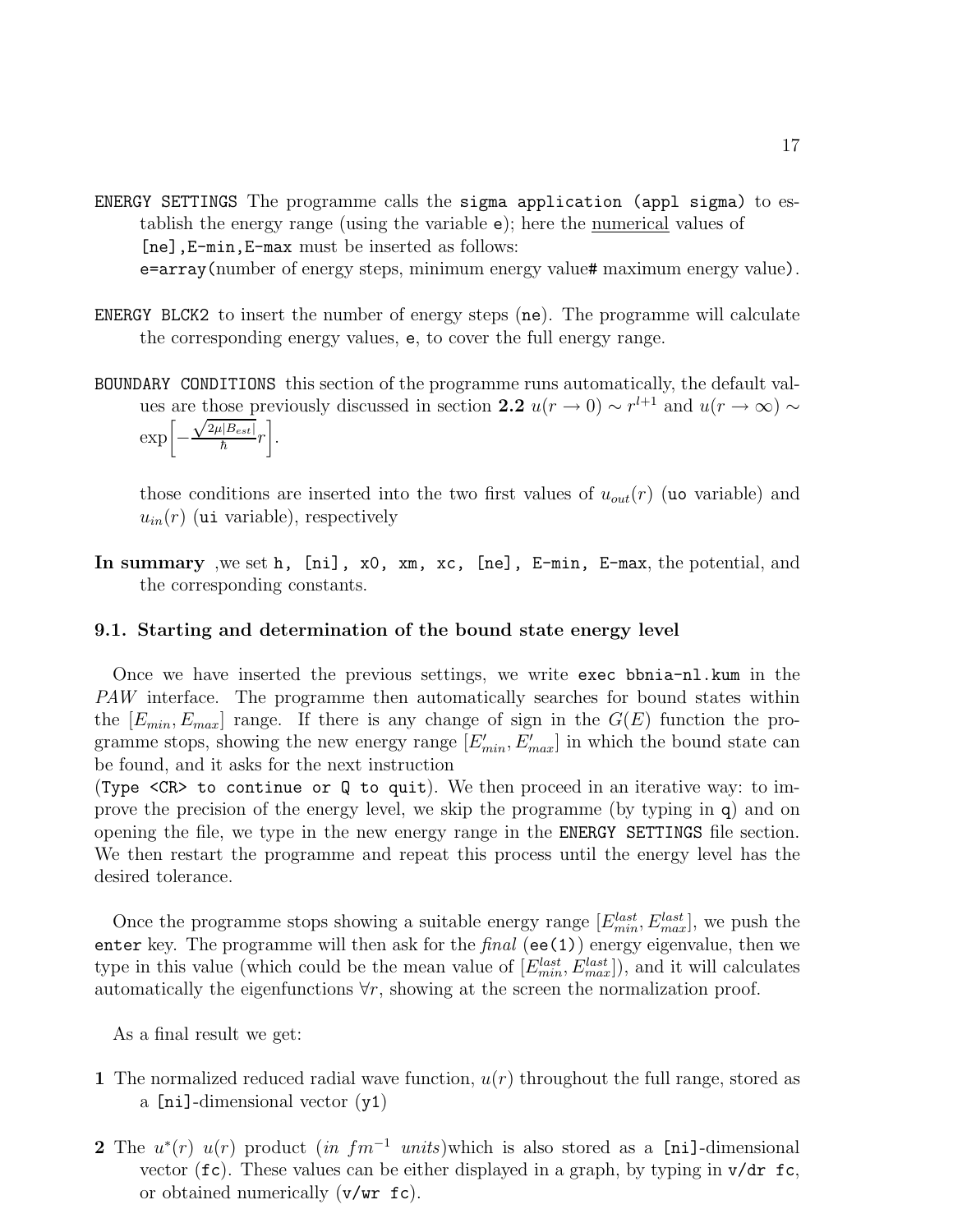`ENERGY SETTINGS` The programme calls the `sigma application (appl sigma)` to establish the energy range (using the variable `e`); here the <u>numerical</u> values of `[ne],E-min,E-max` must be inserted as follows:
`e=array(`number of energy steps, minimum energy value# maximum energy value`)`.

`ENERGY BLCK2` to insert the number of energy steps (`ne`). The programme will calculate the corresponding energy values, `e`, to cover the full energy range.

`BOUNDARY CONDITIONS` this section of the programme runs automatically, the default values are those previously discussed in section **2.2** $u(r \to 0) \sim r^{l+1}$ and $u(r \to \infty) \sim \exp\left[-\frac{\sqrt{2\mu|B_{est}|}}{\hbar} r\right]$.

those conditions are inserted into the two first values of $u_{out}(r)$ (`uo` variable) and $u_{in}(r)$ (`ui` variable), respectively

**In summary** ,we set `h, [ni], x0, xm, xc, [ne], E-min, E-max`, the potential, and the corresponding constants.

### 9.1. Starting and determination of the bound state energy level

Once we have inserted the previous settings, we write `exec bbnia-nl.kum` in the *PAW* interface. The programme then automatically searches for bound states within the $[E_{min}, E_{max}]$ range. If there is any change of sign in the $G(E)$ function the programme stops, showing the new energy range $[E'_{min}, E'_{max}]$ in which the bound state can be found, and it asks for the next instruction
(`Type <CR> to continue or Q to quit`). We then proceed in an iterative way: to improve the precision of the energy level, we skip the programme (by typing in `q`) and on opening the file, we type in the new energy range in the `ENERGY SETTINGS` file section. We then restart the programme and repeat this process until the energy level has the desired tolerance.

Once the programme stops showing a suitable energy range $[E^{last}_{min}, E^{last}_{max}]$, we push the `enter` key. The programme will then ask for the *final* (`ee(1)`) energy eigenvalue, then we type in this value (which could be the mean value of $[E^{last}_{min}, E^{last}_{max}]$), and it will calculates automatically the eigenfunctions $\forall r$, showing at the screen the normalization proof.

As a final result we get:

**1** The normalized reduced radial wave function, $u(r)$ throughout the full range, stored as a `[ni]`-dimensional vector (`y1`)

**2** The $u^*(r)\ u(r)$ product (*in* $fm^{-1}$ *units*)which is also stored as a `[ni]`-dimensional vector (`fc`). These values can be either displayed in a graph, by typing in `v/dr fc`, or obtained numerically (`v/wr fc`).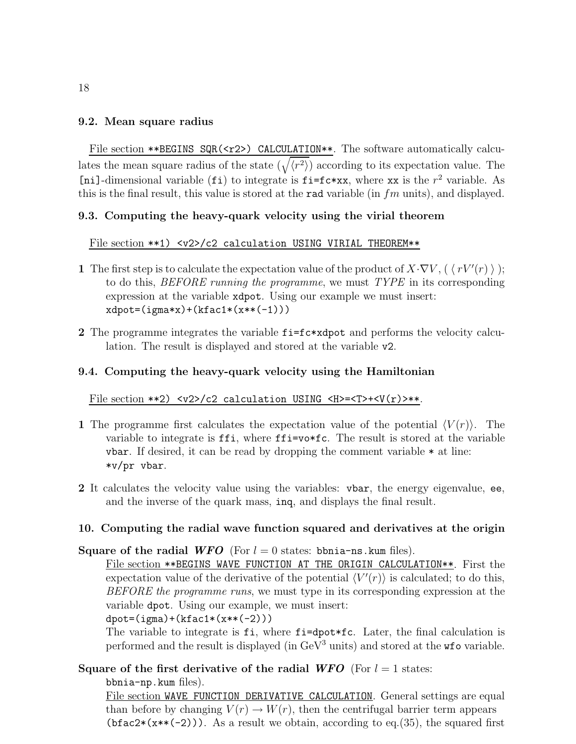### 9.2. Mean square radius

File section `**BEGINS SQR(<r2>) CALCULATION**`. The software automatically calculates the mean square radius of the state ($\sqrt{\langle r^2 \rangle}$) according to its expectation value. The `[ni]`-dimensional variable (`fi`) to integrate is `fi=fc*xx`, where `xx` is the $r^2$ variable. As this is the final result, this value is stored at the `rad` variable (in $fm$ units), and displayed.

### 9.3. Computing the heavy-quark velocity using the virial theorem

File section `**1) <v2>/c2 calculation USING VIRIAL THEOREM**`

**1** The first step is to calculate the expectation value of the product of $X \cdot \nabla V$, ( $\langle\, rV'(r)\, \rangle$ ); to do this, *BEFORE running the programme*, we must *TYPE* in its corresponding expression at the variable `xdpot`. Using our example we must insert:
`xdpot=(igma*x)+(kfac1*(x**(-1)))`

**2** The programme integrates the variable `fi=fc*xdpot` and performs the velocity calculation. The result is displayed and stored at the variable `v2`.

### 9.4. Computing the heavy-quark velocity using the Hamiltonian

File section `**2) <v2>/c2 calculation USING <H>=<T>+<V(r)>**`.

**1** The programme first calculates the expectation value of the potential $\langle V(r)\rangle$. The variable to integrate is `ffi`, where `ffi=vo*fc`. The result is stored at the variable `vbar`. If desired, it can be read by dropping the comment variable `*` at line:
`*v/pr vbar`.

**2** It calculates the velocity value using the variables: `vbar`, the energy eigenvalue, `ee`, and the inverse of the quark mass, `inq`, and displays the final result.

## 10. Computing the radial wave function squared and derivatives at the origin

**Square of the radial *WFO*** (For $l = 0$ states: `bbnia-ns.kum` files).

File section `**BEGINS WAVE FUNCTION AT THE ORIGIN CALCULATION**`. First the expectation value of the derivative of the potential $\langle V'(r)\rangle$ is calculated; to do this, *BEFORE the programme runs*, we must type in its corresponding expression at the variable `dpot`. Using our example, we must insert:
`dpot=(igma)+(kfac1*(x**(-2)))`
The variable to integrate is `fi`, where `fi=dpot*fc`. Later, the final calculation is performed and the result is displayed (in $\mathrm{GeV}^3$ units) and stored at the `wfo` variable.

**Square of the first derivative of the radial *WFO*** (For $l = 1$ states: `bbnia-np.kum` files).

File section `WAVE FUNCTION DERIVATIVE CALCULATION`. General settings are equal than before by changing $V(r) \rightarrow W(r)$, then the centrifugal barrier term appears `(bfac2*(x**(-2)))`. As a result we obtain, according to eq.(35), the squared first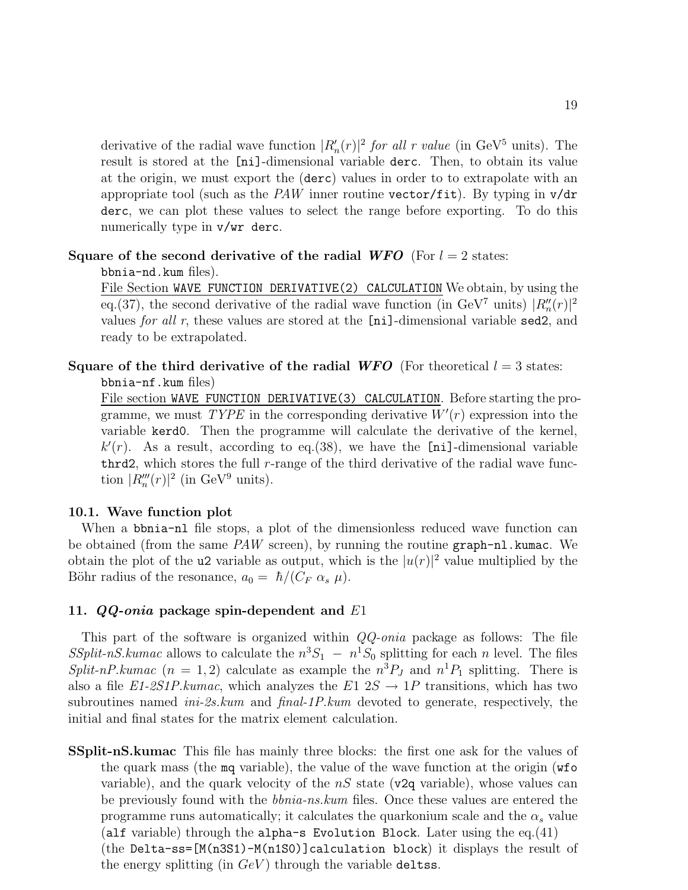derivative of the radial wave function $|R'_n(r)|^2$ *for all r value* (in $\text{GeV}^5$ units). The result is stored at the `[ni]`-dimensional variable `derc`. Then, to obtain its value at the origin, we must export the (`derc`) values in order to to extrapolate with an appropriate tool (such as the *PAW* inner routine `vector/fit`). By typing in `v/dr derc`, we can plot these values to select the range before exporting. To do this numerically type in `v/wr derc`.

**Square of the second derivative of the radial *WFO*** (For $l = 2$ states: `bbnia-nd.kum` files).
File Section `WAVE FUNCTION DERIVATIVE(2) CALCULATION` We obtain, by using the eq.(37), the second derivative of the radial wave function (in $\text{GeV}^7$ units) $|R''_n(r)|^2$ values *for all r*, these values are stored at the `[ni]`-dimensional variable `sed2`, and ready to be extrapolated.

**Square of the third derivative of the radial *WFO*** (For theoretical $l = 3$ states: `bbnia-nf.kum` files)
File section `WAVE FUNCTION DERIVATIVE(3) CALCULATION`. Before starting the programme, we must *TYPE* in the corresponding derivative $W'(r)$ expression into the variable `kerd0`. Then the programme will calculate the derivative of the kernel, $k'(r)$. As a result, according to eq.(38), we have the `[ni]`-dimensional variable `thrd2`, which stores the full $r$-range of the third derivative of the radial wave function $|R'''_n(r)|^2$ (in $\text{GeV}^9$ units).

### 10.1. Wave function plot

When a `bbnia-nl` file stops, a plot of the dimensionless reduced wave function can be obtained (from the same *PAW* screen), by running the routine `graph-nl.kumac`. We obtain the plot of the `u2` variable as output, which is the $|u(r)|^2$ value multiplied by the Böhr radius of the resonance, $a_0 = \hbar/(C_F\ \alpha_s\ \mu)$.

## 11. *QQ-onia* package spin-dependent and $E1$

This part of the software is organized within *QQ-onia* package as follows: The file *SSplit-nS.kumac* allows to calculate the $n^3S_1 - n^1S_0$ splitting for each $n$ level. The files *Split-nP.kumac* ($n = 1, 2$) calculate as example the $n^3P_J$ and $n^1P_1$ splitting. There is also a file *E1-2S1P.kumac*, which analyzes the $E1$ $2S \to 1P$ transitions, which has two subroutines named *ini-2s.kum* and *final-1P.kum* devoted to generate, respectively, the initial and final states for the matrix element calculation.

**SSplit-nS.kumac** This file has mainly three blocks: the first one ask for the values of the quark mass (the `mq` variable), the value of the wave function at the origin (`wfo` variable), and the quark velocity of the $nS$ state (`v2q` variable), whose values can be previously found with the *bbnia-ns.kum* files. Once these values are entered the programme runs automatically; it calculates the quarkonium scale and the $\alpha_s$ value (`alf` variable) through the `alpha-s Evolution Block`. Later using the eq.(41) (the `Delta-ss=[M(n3S1)-M(n1S0)]calculation block`) it displays the result of the energy splitting (in *GeV*) through the variable `deltss`.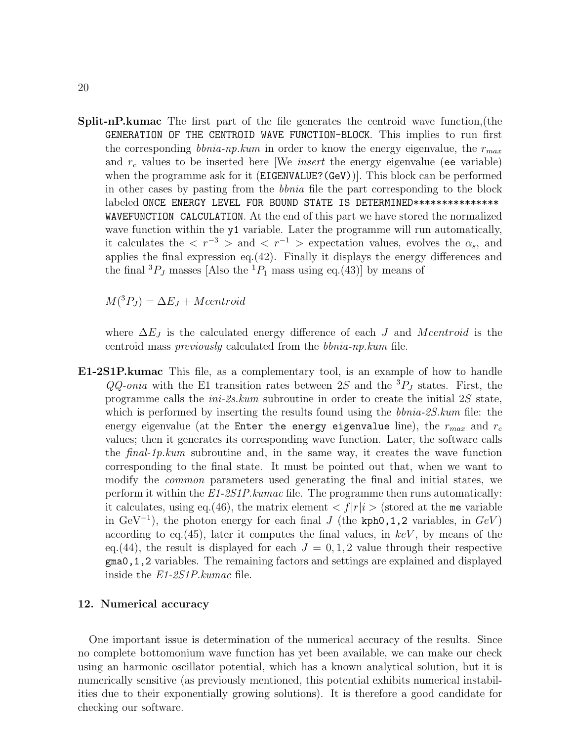**Split-nP.kumac** The first part of the file generates the centroid wave function,(the `GENERATION OF THE CENTROID WAVE FUNCTION`-BLOCK. This implies to run first the corresponding *bbnia-np.kum* in order to know the energy eigenvalue, the $r_{max}$ and $r_c$ values to be inserted here [We *insert* the energy eigenvalue (`ee` variable) when the programme ask for it (`EIGENVALUE?(GeV)`)]. This block can be performed in other cases by pasting from the *bbnia* file the part corresponding to the block labeled `ONCE ENERGY LEVEL FOR BOUND STATE IS DETERMINED*************** WAVEFUNCTION CALCULATION`. At the end of this part we have stored the normalized wave function within the `y1` variable. Later the programme will run automatically, it calculates the $< r^{-3} >$ and $< r^{-1} >$ expectation values, evolves the $\alpha_s$, and applies the final expression eq.(42). Finally it displays the energy differences and the final ${}^3P_J$ masses [Also the ${}^1P_1$ mass using eq.(43)] by means of

$$M({}^3P_J) = \Delta E_J + Mcentroid$$

where $\Delta E_J$ is the calculated energy difference of each $J$ and $Mcentroid$ is the centroid mass *previously* calculated from the *bbnia-np.kum* file.

**E1-2S1P.kumac** This file, as a complementary tool, is an example of how to handle *QQ-onia* with the E1 transition rates between $2S$ and the ${}^3P_J$ states. First, the programme calls the *ini-2s.kum* subroutine in order to create the initial $2S$ state, which is performed by inserting the results found using the *bbnia-2S.kum* file: the energy eigenvalue (at the `Enter the energy eigenvalue` line), the $r_{max}$ and $r_c$ values; then it generates its corresponding wave function. Later, the software calls the *final-1p.kum* subroutine and, in the same way, it creates the wave function corresponding to the final state. It must be pointed out that, when we want to modify the *common* parameters used generating the final and initial states, we perform it within the *E1-2S1P.kumac* file. The programme then runs automatically: it calculates, using eq.(46), the matrix element $< f|r|i >$ (stored at the `me` variable in GeV$^{-1}$), the photon energy for each final $J$ (the `kph0,1,2` variables, in $GeV$) according to eq.(45), later it computes the final values, in $keV$, by means of the eq.(44), the result is displayed for each $J = 0, 1, 2$ value through their respective `gma0,1,2` variables. The remaining factors and settings are explained and displayed inside the *E1-2S1P.kumac* file.

## 12. Numerical accuracy

One important issue is determination of the numerical accuracy of the results. Since no complete bottomonium wave function has yet been available, we can make our check using an harmonic oscillator potential, which has a known analytical solution, but it is numerically sensitive (as previously mentioned, this potential exhibits numerical instabilities due to their exponentially growing solutions). It is therefore a good candidate for checking our software.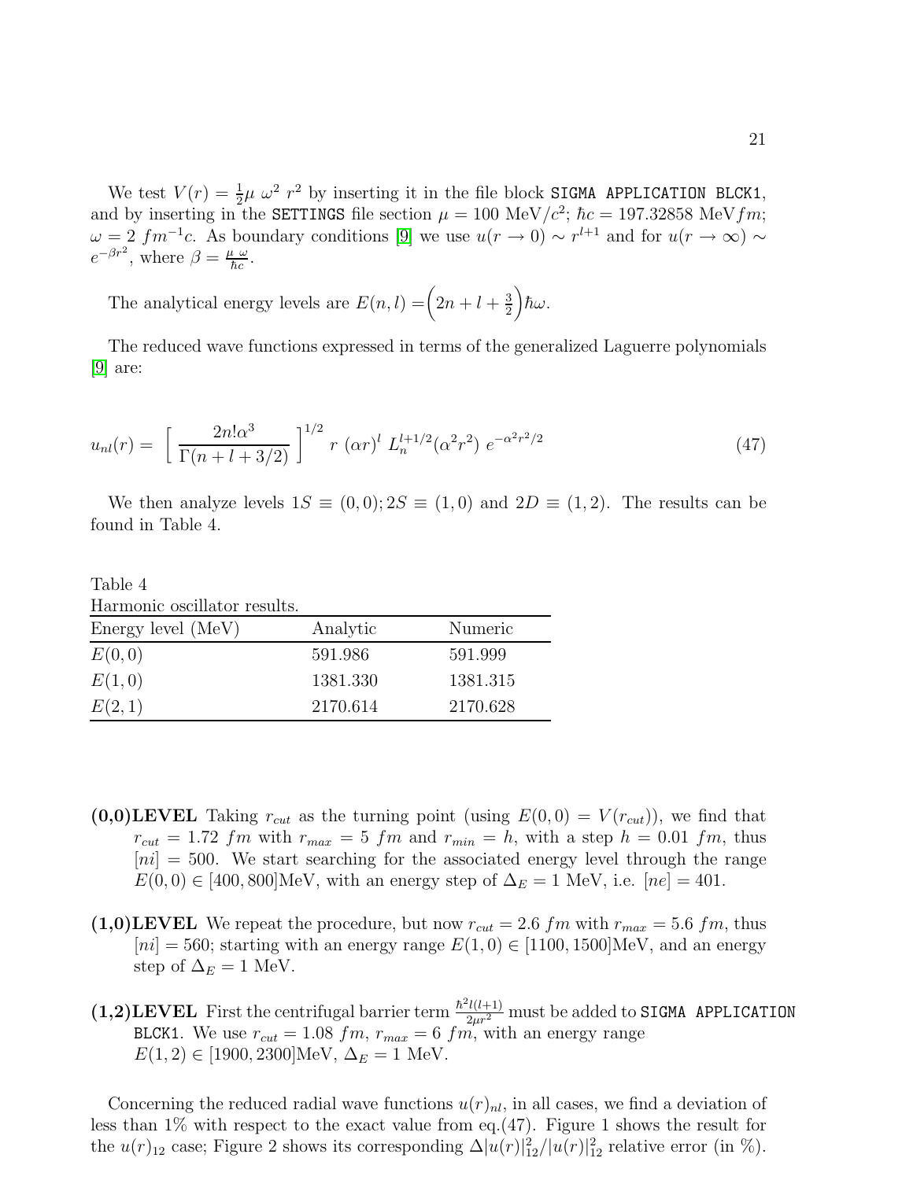We test $V(r) = \frac{1}{2}\mu\ \omega^2\ r^2$ by inserting it in the file block `SIGMA APPLICATION BLCK1`, and by inserting in the `SETTINGS` file section $\mu = 100$ MeV$/c^2$; $\hbar c = 197.32858$ MeV$fm$; $\omega = 2\ fm^{-1}c$. As boundary conditions [9] we use $u(r \to 0) \sim r^{l+1}$ and for $u(r \to \infty) \sim e^{-\beta r^2}$, where $\beta = \frac{\mu\ \omega}{\hbar c}$.

The analytical energy levels are $E(n,l) = \left(2n + l + \frac{3}{2}\right)\hbar\omega$.

The reduced wave functions expressed in terms of the generalized Laguerre polynomials [9] are:

$$u_{nl}(r) = \left[ \frac{2n!\alpha^3}{\Gamma(n+l+3/2)} \right]^{1/2} r\ (\alpha r)^l\ L_n^{l+1/2}(\alpha^2 r^2)\ e^{-\alpha^2 r^2/2} \tag{47}$$

We then analyze levels $1S \equiv (0,0); 2S \equiv (1,0)$ and $2D \equiv (1,2)$. The results can be found in Table 4.

Table 4

Harmonic oscillator results.

| Energy level (MeV) | Analytic | Numeric |
|---|---|---|
| $E(0,0)$ | 591.986 | 591.999 |
| $E(1,0)$ | 1381.330 | 1381.315 |
| $E(2,1)$ | 2170.614 | 2170.628 |

- **(0,0)LEVEL** Taking $r_{cut}$ as the turning point (using $E(0,0) = V(r_{cut})$), we find that $r_{cut} = 1.72\ fm$ with $r_{max} = 5\ fm$ and $r_{min} = h$, with a step $h = 0.01\ fm$, thus $[ni] = 500$. We start searching for the associated energy level through the range $E(0,0) \in [400, 800]$MeV, with an energy step of $\Delta_E = 1$ MeV, i.e. $[ne] = 401$.

- **(1,0)LEVEL** We repeat the procedure, but now $r_{cut} = 2.6\ fm$ with $r_{max} = 5.6\ fm$, thus $[ni] = 560$; starting with an energy range $E(1,0) \in [1100, 1500]$MeV, and an energy step of $\Delta_E = 1$ MeV.

- **(1,2)LEVEL** First the centrifugal barrier term $\frac{\hbar^2 l(l+1)}{2\mu r^2}$ must be added to `SIGMA APPLICATION BLCK1`. We use $r_{cut} = 1.08\ fm$, $r_{max} = 6\ fm$, with an energy range $E(1,2) \in [1900, 2300]$MeV, $\Delta_E = 1$ MeV.

Concerning the reduced radial wave functions $u(r)_{nl}$, in all cases, we find a deviation of less than 1% with respect to the exact value from eq.(47). Figure 1 shows the result for the $u(r)_{12}$ case; Figure 2 shows its corresponding $\Delta|u(r)|^2_{12}/|u(r)|^2_{12}$ relative error (in %).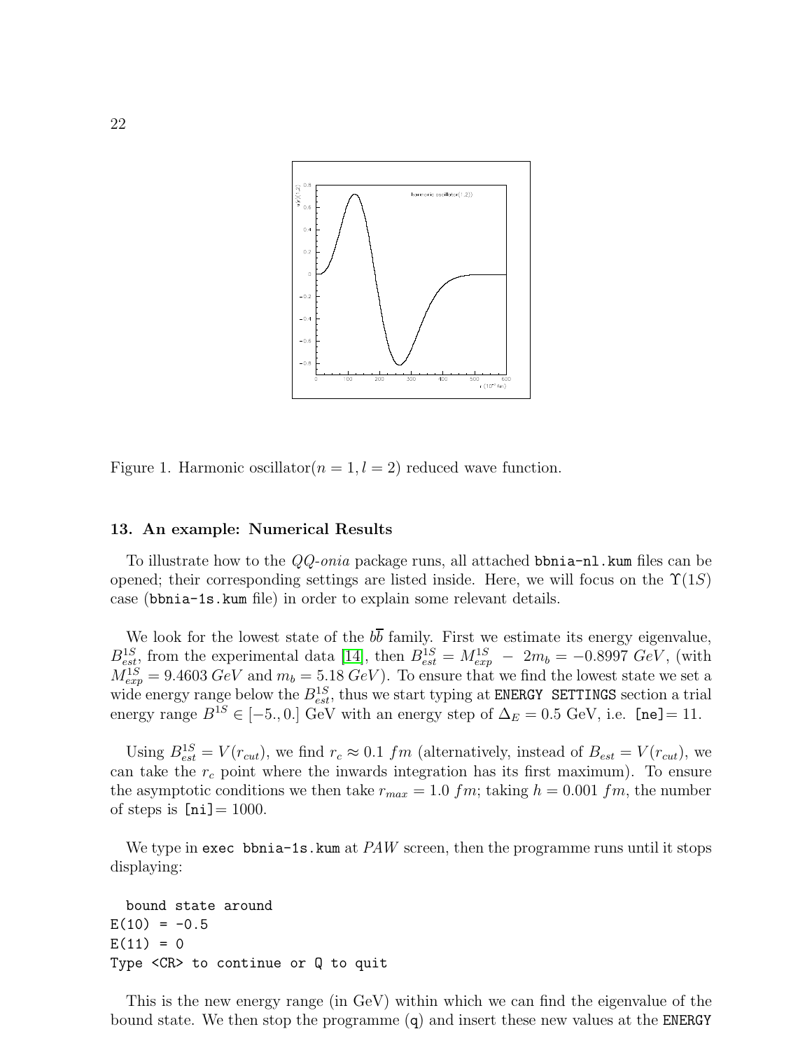Figure 1. Harmonic oscillator($n = 1, l = 2$) reduced wave function.

### 13. An example: Numerical Results

To illustrate how to the *QQ-onia* package runs, all attached `bbnia-nl.kum` files can be opened; their corresponding settings are listed inside. Here, we will focus on the $\Upsilon(1S)$ case (`bbnia-1s.kum` file) in order to explain some relevant details.

We look for the lowest state of the $b\overline{b}$ family. First we estimate its energy eigenvalue, $B^{1S}_{est}$, from the experimental data [14], then $B^{1S}_{est} = M^{1S}_{exp} - 2m_b = -0.8997\ GeV$, (with $M^{1S}_{exp} = 9.4603\ GeV$ and $m_b = 5.18\ GeV$). To ensure that we find the lowest state we set a wide energy range below the $B^{1S}_{est}$, thus we start typing at `ENERGY SETTINGS` section a trial energy range $B^{1S} \in [-5., 0.]$ GeV with an energy step of $\Delta_E = 0.5$ GeV, i.e. `[ne]`$= 11$.

Using $B^{1S}_{est} = V(r_{cut})$, we find $r_c \approx 0.1\ fm$ (alternatively, instead of $B_{est} = V(r_{cut})$, we can take the $r_c$ point where the inwards integration has its first maximum). To ensure the asymptotic conditions we then take $r_{max} = 1.0\ fm$; taking $h = 0.001\ fm$, the number of steps is `[ni]`$= 1000$.

We type in `exec bbnia-1s.kum` at *PAW* screen, then the programme runs until it stops displaying:

```
  bound state around
E(10) = -0.5
E(11) = 0
Type <CR> to continue or Q to quit
```

This is the new energy range (in GeV) within which we can find the eigenvalue of the bound state. We then stop the programme (`q`) and insert these new values at the `ENERGY`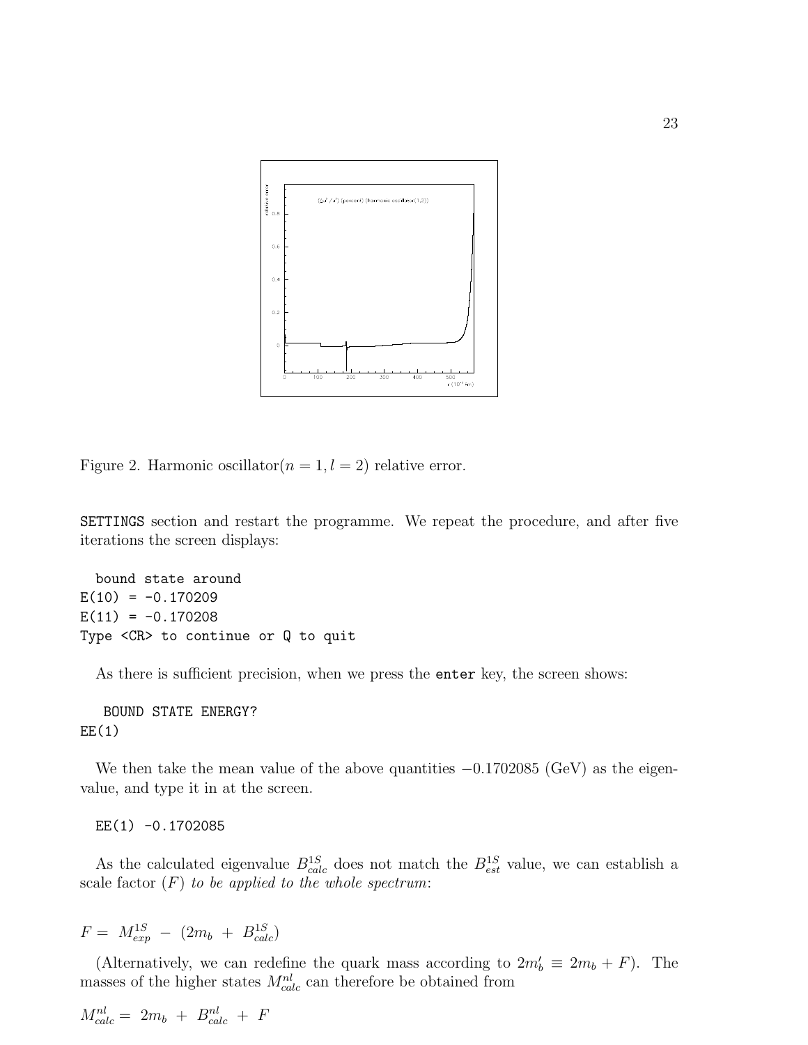Figure 2. Harmonic oscillator($n = 1, l = 2$) relative error.

SETTINGS section and restart the programme. We repeat the procedure, and after five iterations the screen displays:

```
  bound state around
E(10) = -0.170209
E(11) = -0.170208
Type <CR> to continue or Q to quit
```

As there is sufficient precision, when we press the enter key, the screen shows:

```
   BOUND STATE ENERGY?
EE(1)
```

We then take the mean value of the above quantities $-0.1702085$ (GeV) as the eigenvalue, and type it in at the screen.

```
  EE(1) -0.1702085
```

As the calculated eigenvalue $B^{1S}_{calc}$ does not match the $B^{1S}_{est}$ value, we can establish a scale factor ($F$) *to be applied to the whole spectrum*:

$$F = M^{1S}_{exp} \; - \; (2m_b \; + \; B^{1S}_{calc})$$

(Alternatively, we can redefine the quark mass according to $2m'_b \equiv 2m_b + F$). The masses of the higher states $M^{nl}_{calc}$ can therefore be obtained from

$$M^{nl}_{calc} = \; 2m_b \; + \; B^{nl}_{calc} \; + \; F$$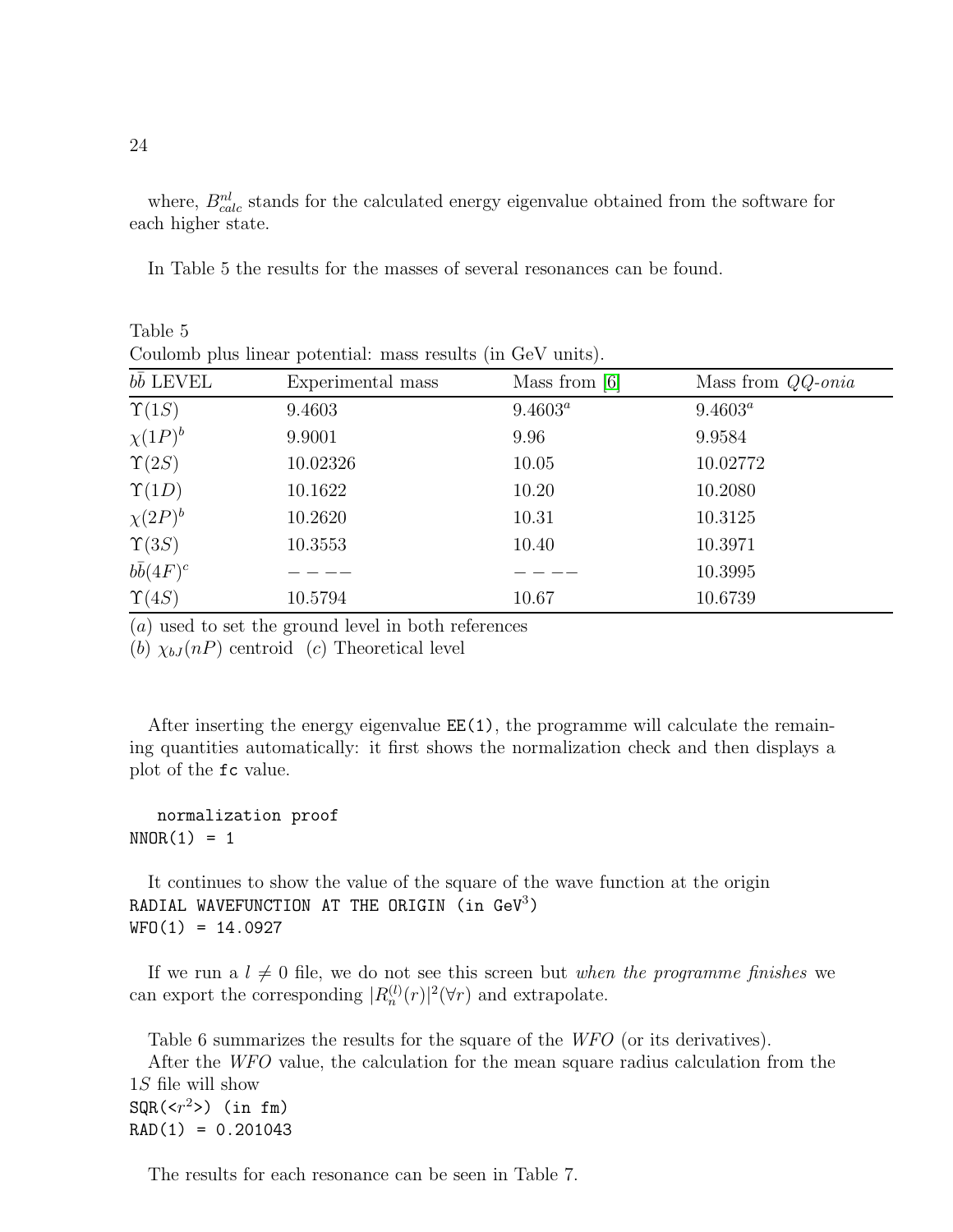where, $B^{nl}_{calc}$ stands for the calculated energy eigenvalue obtained from the software for each higher state.

In Table 5 the results for the masses of several resonances can be found.

Table 5
Coulomb plus linear potential: mass results (in GeV units).

| $b\bar{b}$ LEVEL | Experimental mass | Mass from [6] | Mass from *QQ-onia* |
|---|---|---|---|
| $\Upsilon(1S)$ | 9.4603 | $9.4603^a$ | $9.4603^a$ |
| $\chi(1P)^b$ | 9.9001 | 9.96 | 9.9584 |
| $\Upsilon(2S)$ | 10.02326 | 10.05 | 10.02772 |
| $\Upsilon(1D)$ | 10.1622 | 10.20 | 10.2080 |
| $\chi(2P)^b$ | 10.2620 | 10.31 | 10.3125 |
| $\Upsilon(3S)$ | 10.3553 | 10.40 | 10.3971 |
| $b\bar{b}(4F)^c$ | −−−− | −−−− | 10.3995 |
| $\Upsilon(4S)$ | 10.5794 | 10.67 | 10.6739 |

$(a)$ used to set the ground level in both references
$(b)$ $\chi_{bJ}(nP)$ centroid $(c)$ Theoretical level

After inserting the energy eigenvalue `EE(1)`, the programme will calculate the remaining quantities automatically: it first shows the normalization check and then displays a plot of the `fc` value.

```
   normalization proof
NNOR(1) = 1
```

It continues to show the value of the square of the wave function at the origin

```
RADIAL WAVEFUNCTION AT THE ORIGIN (in GeV^3)
WFO(1) = 14.0927
```

If we run a $l \neq 0$ file, we do not see this screen but *when the programme finishes* we can export the corresponding $|R^{(l)}_n(r)|^2(\forall r)$ and extrapolate.

Table 6 summarizes the results for the square of the *WFO* (or its derivatives).

After the *WFO* value, the calculation for the mean square radius calculation from the $1S$ file will show

```
SQR(<r^2>) (in fm)
RAD(1) = 0.201043
```

The results for each resonance can be seen in Table 7.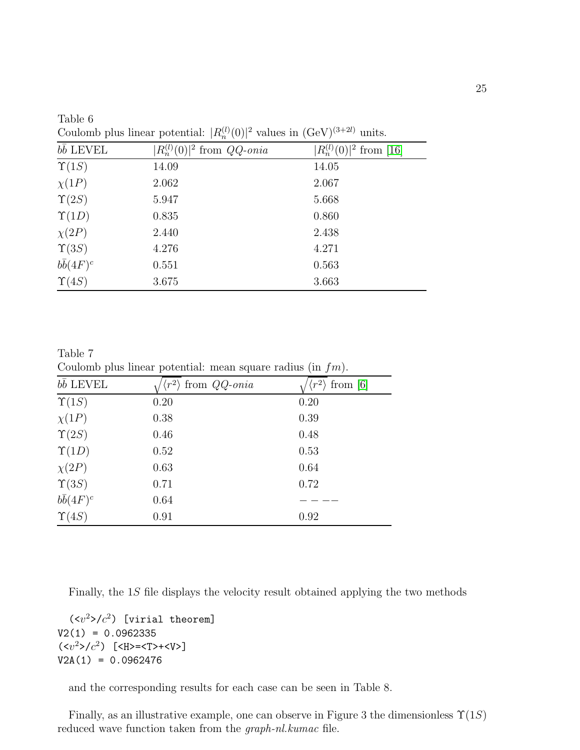Table 6
Coulomb plus linear potential: $|R_n^{(l)}(0)|^2$ values in $(\mathrm{GeV})^{(3+2l)}$ units.

| $b\bar{b}$ LEVEL | $\vert R_n^{(l)}(0)\vert^2$ from *QQ-onia* | $\vert R_n^{(l)}(0)\vert^2$ from [16] |
|---|---|---|
| $\Upsilon(1S)$ | 14.09 | 14.05 |
| $\chi(1P)$ | 2.062 | 2.067 |
| $\Upsilon(2S)$ | 5.947 | 5.668 |
| $\Upsilon(1D)$ | 0.835 | 0.860 |
| $\chi(2P)$ | 2.440 | 2.438 |
| $\Upsilon(3S)$ | 4.276 | 4.271 |
| $b\bar{b}(4F)^c$ | 0.551 | 0.563 |
| $\Upsilon(4S)$ | 3.675 | 3.663 |

Table 7
Coulomb plus linear potential: mean square radius (in $fm$).

| $b\bar{b}$ LEVEL | $\sqrt{\langle r^2\rangle}$ from *QQ-onia* | $\sqrt{\langle r^2\rangle}$ from [6] |
|---|---|---|
| $\Upsilon(1S)$ | 0.20 | 0.20 |
| $\chi(1P)$ | 0.38 | 0.39 |
| $\Upsilon(2S)$ | 0.46 | 0.48 |
| $\Upsilon(1D)$ | 0.52 | 0.53 |
| $\chi(2P)$ | 0.63 | 0.64 |
| $\Upsilon(3S)$ | 0.71 | 0.72 |
| $b\bar{b}(4F)^c$ | 0.64 | $- - - -$ |
| $\Upsilon(4S)$ | 0.91 | 0.92 |

Finally, the $1S$ file displays the velocity result obtained applying the two methods

```
  (<v^2>/c^2) [virial theorem]
V2(1) = 0.0962335
(<v^2>/c^2) [<H>=<T>+<V>]
V2A(1) = 0.0962476
```

and the corresponding results for each case can be seen in Table 8.

Finally, as an illustrative example, one can observe in Figure 3 the dimensionless $\Upsilon(1S)$ reduced wave function taken from the *graph-nl.kumac* file.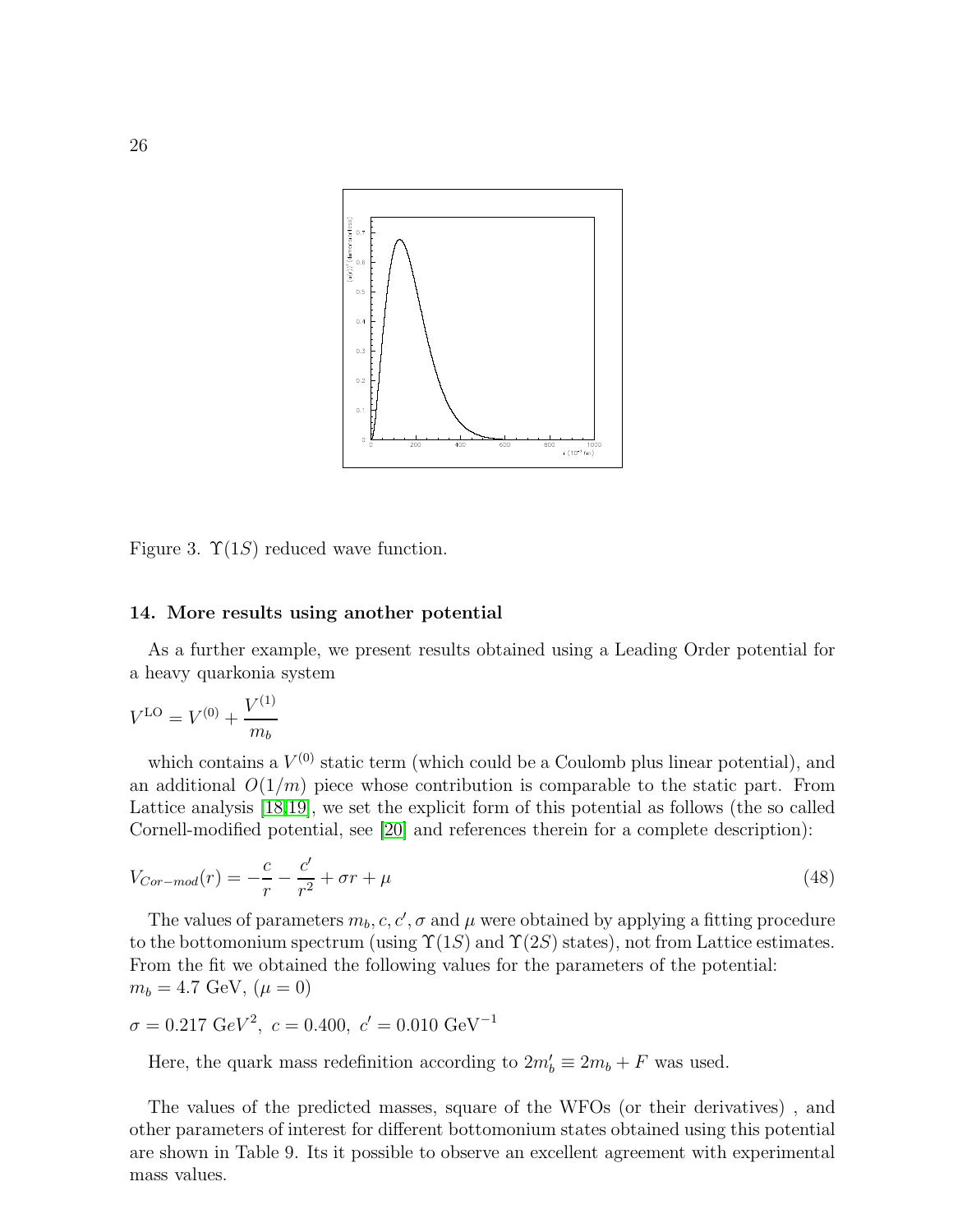Figure 3. $\Upsilon(1S)$ reduced wave function.

## 14. More results using another potential

As a further example, we present results obtained using a Leading Order potential for a heavy quarkonia system

$$V^{\mathrm{LO}} = V^{(0)} + \frac{V^{(1)}}{m_b}$$

which contains a $V^{(0)}$ static term (which could be a Coulomb plus linear potential), and an additional $O(1/m)$ piece whose contribution is comparable to the static part. From Lattice analysis [18,19], we set the explicit form of this potential as follows (the so called Cornell-modified potential, see [20] and references therein for a complete description):

$$V_{Cor-mod}(r) = -\frac{c}{r} - \frac{c'}{r^2} + \sigma r + \mu \tag{48}$$

The values of parameters $m_b, c, c', \sigma$ and $\mu$ were obtained by applying a fitting procedure to the bottomonium spectrum (using $\Upsilon(1S)$ and $\Upsilon(2S)$ states), not from Lattice estimates. From the fit we obtained the following values for the parameters of the potential:
$m_b = 4.7$ GeV, ($\mu = 0$)

$$\sigma = 0.217 \text{ GeV}^2,\ c = 0.400,\ c' = 0.010 \text{ GeV}^{-1}$$

Here, the quark mass redefinition according to $2m_b' \equiv 2m_b + F$ was used.

The values of the predicted masses, square of the WFOs (or their derivatives) , and other parameters of interest for different bottomonium states obtained using this potential are shown in Table 9. Its it possible to observe an excellent agreement with experimental mass values.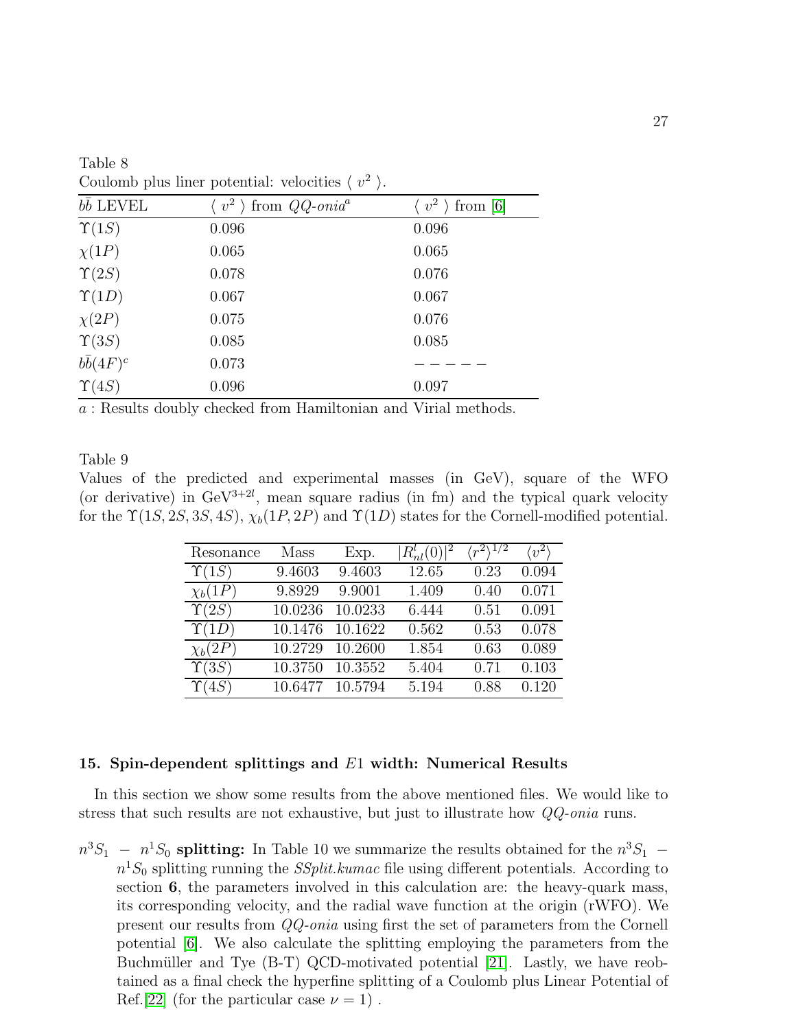Table 8
Coulomb plus liner potential: velocities $\langle v^2 \rangle$.

| $b\bar{b}$ LEVEL | $\langle v^2 \rangle$ from *QQ-onia*[a] | $\langle v^2 \rangle$ from [6] |
|---|---|---|
| $\Upsilon(1S)$ | 0.096 | 0.096 |
| $\chi(1P)$ | 0.065 | 0.065 |
| $\Upsilon(2S)$ | 0.078 | 0.076 |
| $\Upsilon(1D)$ | 0.067 | 0.067 |
| $\chi(2P)$ | 0.075 | 0.076 |
| $\Upsilon(3S)$ | 0.085 | 0.085 |
| $b\bar{b}(4F)^c$ | 0.073 | − − − − − |
| $\Upsilon(4S)$ | 0.096 | 0.097 |

$a$ : Results doubly checked from Hamiltonian and Virial methods.

Table 9
Values of the predicted and experimental masses (in GeV), square of the WFO (or derivative) in GeV$^{3+2l}$, mean square radius (in fm) and the typical quark velocity for the $\Upsilon(1S, 2S, 3S, 4S)$, $\chi_b(1P, 2P)$ and $\Upsilon(1D)$ states for the Cornell-modified potential.

| Resonance | Mass | Exp. | $\lvert R^l_{nl}(0)\rvert^2$ | $\langle r^2\rangle^{1/2}$ | $\langle v^2\rangle$ |
|---|---|---|---|---|---|
| $\Upsilon(1S)$ | 9.4603 | 9.4603 | 12.65 | 0.23 | 0.094 |
| $\chi_b(1P)$ | 9.8929 | 9.9001 | 1.409 | 0.40 | 0.071 |
| $\Upsilon(2S)$ | 10.0236 | 10.0233 | 6.444 | 0.51 | 0.091 |
| $\Upsilon(1D)$ | 10.1476 | 10.1622 | 0.562 | 0.53 | 0.078 |
| $\chi_b(2P)$ | 10.2729 | 10.2600 | 1.854 | 0.63 | 0.089 |
| $\Upsilon(3S)$ | 10.3750 | 10.3552 | 5.404 | 0.71 | 0.103 |
| $\Upsilon(4S)$ | 10.6477 | 10.5794 | 5.194 | 0.88 | 0.120 |

## 15. Spin-dependent splittings and $E1$ width: Numerical Results

In this section we show some results from the above mentioned files. We would like to stress that such results are not exhaustive, but just to illustrate how *QQ-onia* runs.

**$n^3S_1 - n^1S_0$ splitting:** In Table 10 we summarize the results obtained for the $n^3S_1 - n^1S_0$ splitting running the *SSplit.kumac* file using different potentials. According to section **6**, the parameters involved in this calculation are: the heavy-quark mass, its corresponding velocity, and the radial wave function at the origin (rWFO). We present our results from *QQ-onia* using first the set of parameters from the Cornell potential [6]. We also calculate the splitting employing the parameters from the Buchmüller and Tye (B-T) QCD-motivated potential [21]. Lastly, we have reobtained as a final check the hyperfine splitting of a Coulomb plus Linear Potential of Ref.[22] (for the particular case $\nu = 1$) .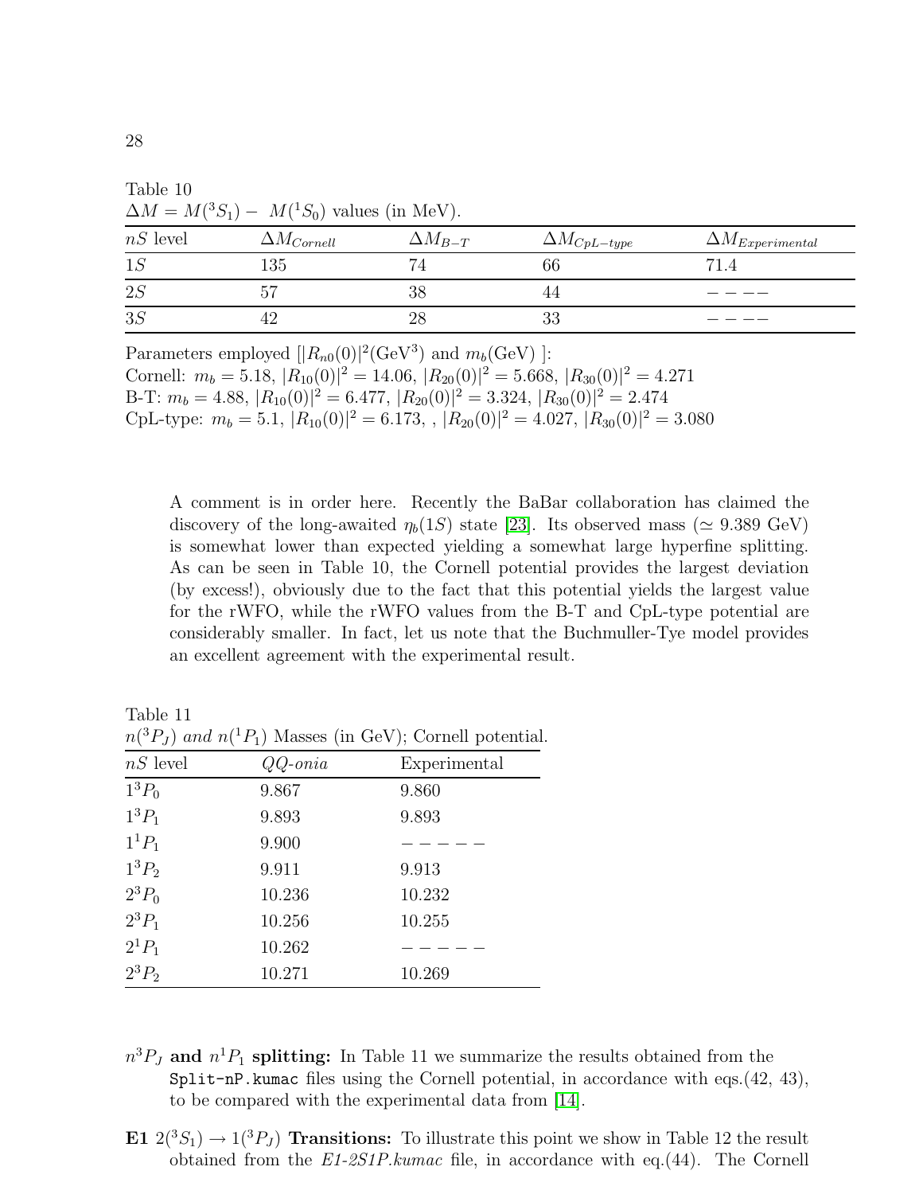Table 10

$\Delta M = M(^3S_1) - M(^1S_0)$ values (in MeV).

| $nS$ level | $\Delta M_{Cornell}$ | $\Delta M_{B-T}$ | $\Delta M_{CpL-type}$ | $\Delta M_{Experimental}$ |
|---|---|---|---|---|
| $1S$ | 135 | 74 | 66 | 71.4 |
| $2S$ | 57 | 38 | 44 | $----$ |
| $3S$ | 42 | 28 | 33 | $----$ |

Parameters employed [$|R_{n0}(0)|^2$(GeV$^3$) and $m_b$(GeV) ]:
Cornell: $m_b = 5.18$, $|R_{10}(0)|^2 = 14.06$, $|R_{20}(0)|^2 = 5.668$, $|R_{30}(0)|^2 = 4.271$
B-T: $m_b = 4.88$, $|R_{10}(0)|^2 = 6.477$, $|R_{20}(0)|^2 = 3.324$, $|R_{30}(0)|^2 = 2.474$
CpL-type: $m_b = 5.1$, $|R_{10}(0)|^2 = 6.173$, , $|R_{20}(0)|^2 = 4.027$, $|R_{30}(0)|^2 = 3.080$

A comment is in order here. Recently the BaBar collaboration has claimed the discovery of the long-awaited $\eta_b(1S)$ state [23]. Its observed mass ($\simeq$ 9.389 GeV) is somewhat lower than expected yielding a somewhat large hyperfine splitting. As can be seen in Table 10, the Cornell potential provides the largest deviation (by excess!), obviously due to the fact that this potential yields the largest value for the rWFO, while the rWFO values from the B-T and CpL-type potential are considerably smaller. In fact, let us note that the Buchmuller-Tye model provides an excellent agreement with the experimental result.

Table 11

$n(^3P_J)$ *and* $n(^1P_1)$ Masses (in GeV); Cornell potential.

| $nS$ level | *QQ-onia* | Experimental |
|---|---|---|
| $1^3P_0$ | 9.867 | 9.860 |
| $1^3P_1$ | 9.893 | 9.893 |
| $1^1P_1$ | 9.900 | $-----$ |
| $1^3P_2$ | 9.911 | 9.913 |
| $2^3P_0$ | 10.236 | 10.232 |
| $2^3P_1$ | 10.256 | 10.255 |
| $2^1P_1$ | 10.262 | $-----$ |
| $2^3P_2$ | 10.271 | 10.269 |

- **$n^3P_J$ and $n^1P_1$ splitting:** In Table 11 we summarize the results obtained from the `Split-nP.kumac` files using the Cornell potential, in accordance with eqs.(42, 43), to be compared with the experimental data from [14].
- **E1 $2(^3S_1) \rightarrow 1(^3P_J)$ Transitions:** To illustrate this point we show in Table 12 the result obtained from the *E1-2S1P.kumac* file, in accordance with eq.(44). The Cornell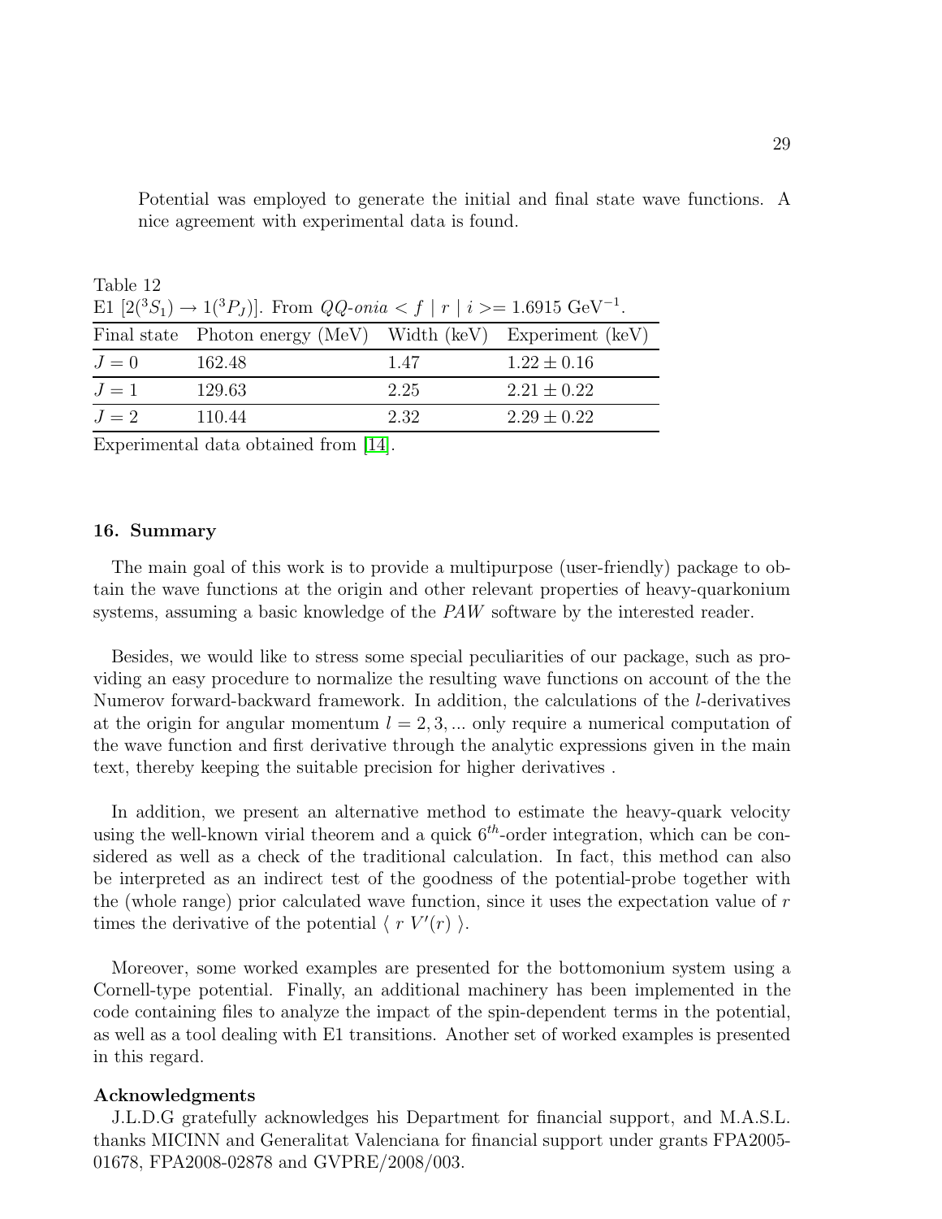Potential was employed to generate the initial and final state wave functions. A nice agreement with experimental data is found.

Table 12

E1 $[2(^3S_1) \to 1(^3P_J)]$. From *QQ-onia* $< f \mid r \mid i >= 1.6915$ GeV$^{-1}$.

| Final state | Photon energy (MeV) | Width (keV) | Experiment (keV) |
|---|---|---|---|
| $J = 0$ | 162.48 | 1.47 | $1.22 \pm 0.16$ |
| $J = 1$ | 129.63 | 2.25 | $2.21 \pm 0.22$ |
| $J = 2$ | 110.44 | 2.32 | $2.29 \pm 0.22$ |

Experimental data obtained from [14].

## 16. Summary

The main goal of this work is to provide a multipurpose (user-friendly) package to obtain the wave functions at the origin and other relevant properties of heavy-quarkonium systems, assuming a basic knowledge of the *PAW* software by the interested reader.

Besides, we would like to stress some special peculiarities of our package, such as providing an easy procedure to normalize the resulting wave functions on account of the the Numerov forward-backward framework. In addition, the calculations of the $l$-derivatives at the origin for angular momentum $l = 2, 3, ...$ only require a numerical computation of the wave function and first derivative through the analytic expressions given in the main text, thereby keeping the suitable precision for higher derivatives .

In addition, we present an alternative method to estimate the heavy-quark velocity using the well-known virial theorem and a quick $6^{th}$-order integration, which can be considered as well as a check of the traditional calculation. In fact, this method can also be interpreted as an indirect test of the goodness of the potential-probe together with the (whole range) prior calculated wave function, since it uses the expectation value of $r$ times the derivative of the potential $\langle\, r\, V'(r)\, \rangle$.

Moreover, some worked examples are presented for the bottomonium system using a Cornell-type potential. Finally, an additional machinery has been implemented in the code containing files to analyze the impact of the spin-dependent terms in the potential, as well as a tool dealing with E1 transitions. Another set of worked examples is presented in this regard.

**Acknowledgments**

J.L.D.G gratefully acknowledges his Department for financial support, and M.A.S.L. thanks MICINN and Generalitat Valenciana for financial support under grants FPA2005-01678, FPA2008-02878 and GVPRE/2008/003.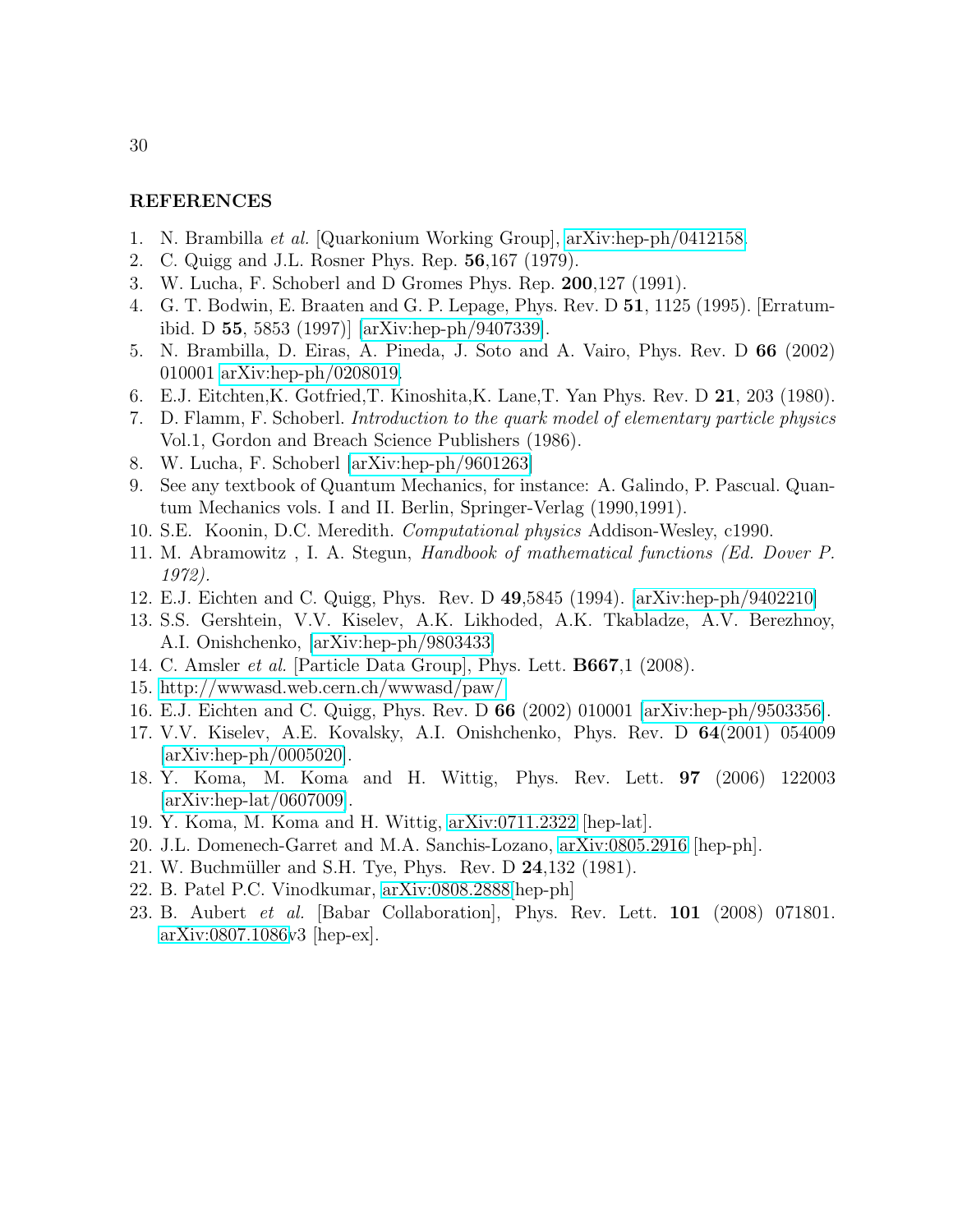## REFERENCES

1. N. Brambilla *et al.* [Quarkonium Working Group], arXiv:hep-ph/0412158.
2. C. Quigg and J.L. Rosner Phys. Rep. **56**,167 (1979).
3. W. Lucha, F. Schoberl and D Gromes Phys. Rep. **200**,127 (1991).
4. G. T. Bodwin, E. Braaten and G. P. Lepage, Phys. Rev. D **51**, 1125 (1995). [Erratum-ibid. D **55**, 5853 (1997)] [arXiv:hep-ph/9407339].
5. N. Brambilla, D. Eiras, A. Pineda, J. Soto and A. Vairo, Phys. Rev. D **66** (2002) 010001 arXiv:hep-ph/0208019.
6. E.J. Eitchten,K. Gotfried,T. Kinoshita,K. Lane,T. Yan Phys. Rev. D **21**, 203 (1980).
7. D. Flamm, F. Schoberl. *Introduction to the quark model of elementary particle physics* Vol.1, Gordon and Breach Science Publishers (1986).
8. W. Lucha, F. Schoberl [arXiv:hep-ph/9601263]
9. See any textbook of Quantum Mechanics, for instance: A. Galindo, P. Pascual. Quantum Mechanics vols. I and II. Berlin, Springer-Verlag (1990,1991).
10. S.E. Koonin, D.C. Meredith. *Computational physics* Addison-Wesley, c1990.
11. M. Abramowitz , I. A. Stegun, *Handbook of mathematical functions (Ed. Dover P. 1972).*
12. E.J. Eichten and C. Quigg, Phys. Rev. D **49**,5845 (1994). [arXiv:hep-ph/9402210]
13. S.S. Gershtein, V.V. Kiselev, A.K. Likhoded, A.K. Tkabladze, A.V. Berezhnoy, A.I. Onishchenko, [arXiv:hep-ph/9803433]
14. C. Amsler *et al.* [Particle Data Group], Phys. Lett. **B667**,1 (2008).
15. http://wwwasd.web.cern.ch/wwwasd/paw/
16. E.J. Eichten and C. Quigg, Phys. Rev. D **66** (2002) 010001 [arXiv:hep-ph/9503356].
17. V.V. Kiselev, A.E. Kovalsky, A.I. Onishchenko, Phys. Rev. D **64**(2001) 054009 [arXiv:hep-ph/0005020].
18. Y. Koma, M. Koma and H. Wittig, Phys. Rev. Lett. **97** (2006) 122003 [arXiv:hep-lat/0607009].
19. Y. Koma, M. Koma and H. Wittig, arXiv:0711.2322 [hep-lat].
20. J.L. Domenech-Garret and M.A. Sanchis-Lozano, arXiv:0805.2916 [hep-ph].
21. W. Buchmüller and S.H. Tye, Phys. Rev. D **24**,132 (1981).
22. B. Patel P.C. Vinodkumar, arXiv:0808.2888[hep-ph]
23. B. Aubert *et al.* [Babar Collaboration], Phys. Rev. Lett. **101** (2008) 071801. arXiv:0807.1086v3 [hep-ex].